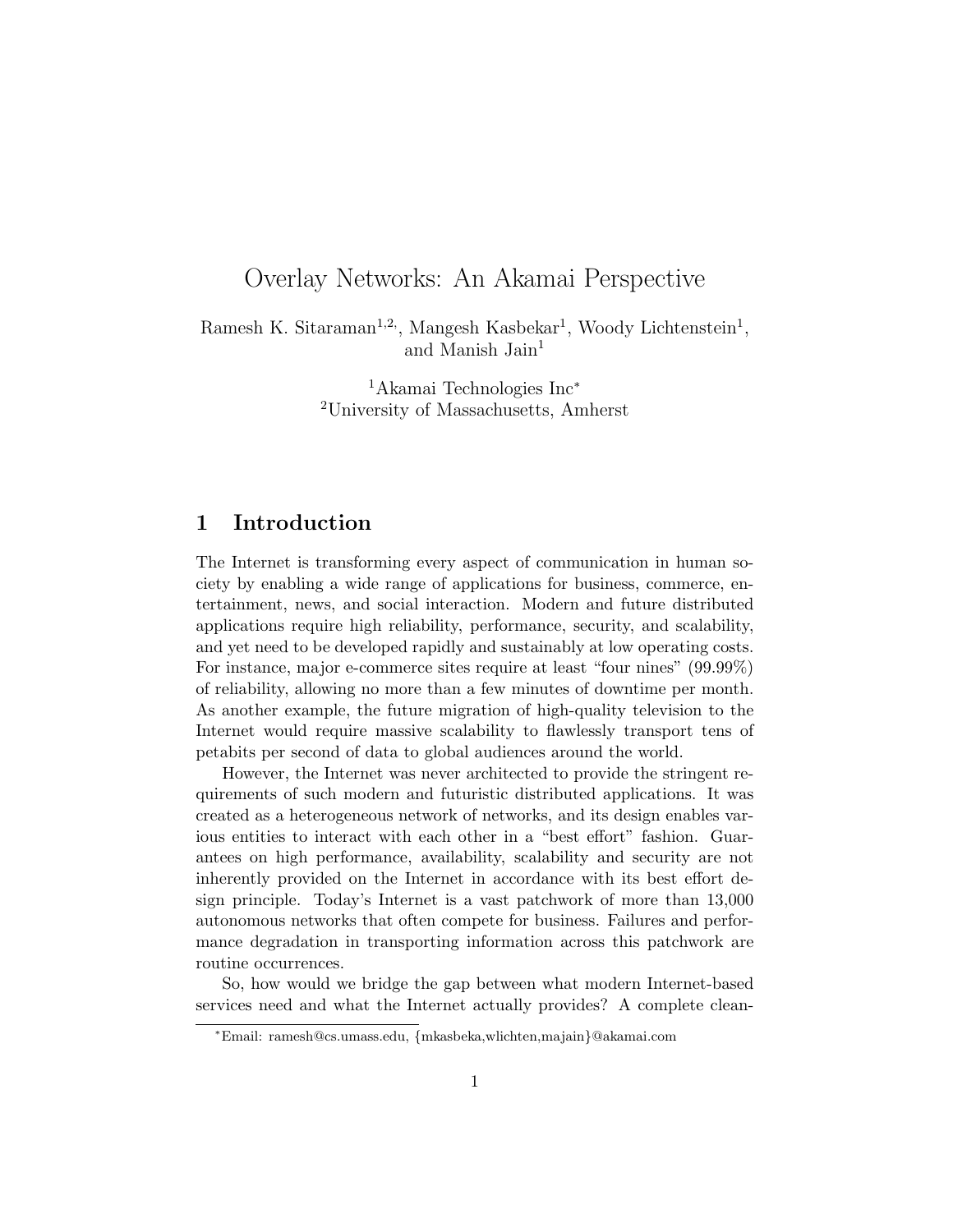# Overlay Networks: An Akamai Perspective

Ramesh K. Sitaraman[1,2], Mangesh Kasbekar[1], Woody Lichtenstein[1], and Manish Jain[1]

[1]Akamai Technologies Inc*
[2]University of Massachusetts, Amherst

## 1 Introduction

The Internet is transforming every aspect of communication in human society by enabling a wide range of applications for business, commerce, entertainment, news, and social interaction. Modern and future distributed applications require high reliability, performance, security, and scalability, and yet need to be developed rapidly and sustainably at low operating costs. For instance, major e-commerce sites require at least "four nines" (99.99%) of reliability, allowing no more than a few minutes of downtime per month. As another example, the future migration of high-quality television to the Internet would require massive scalability to flawlessly transport tens of petabits per second of data to global audiences around the world.

However, the Internet was never architected to provide the stringent requirements of such modern and futuristic distributed applications. It was created as a heterogeneous network of networks, and its design enables various entities to interact with each other in a "best effort" fashion. Guarantees on high performance, availability, scalability and security are not inherently provided on the Internet in accordance with its best effort design principle. Today's Internet is a vast patchwork of more than 13,000 autonomous networks that often compete for business. Failures and performance degradation in transporting information across this patchwork are routine occurrences.

So, how would we bridge the gap between what modern Internet-based services need and what the Internet actually provides? A complete clean-

*Email: ramesh@cs.umass.edu, {mkasbeka,wlichten,majain}@akamai.com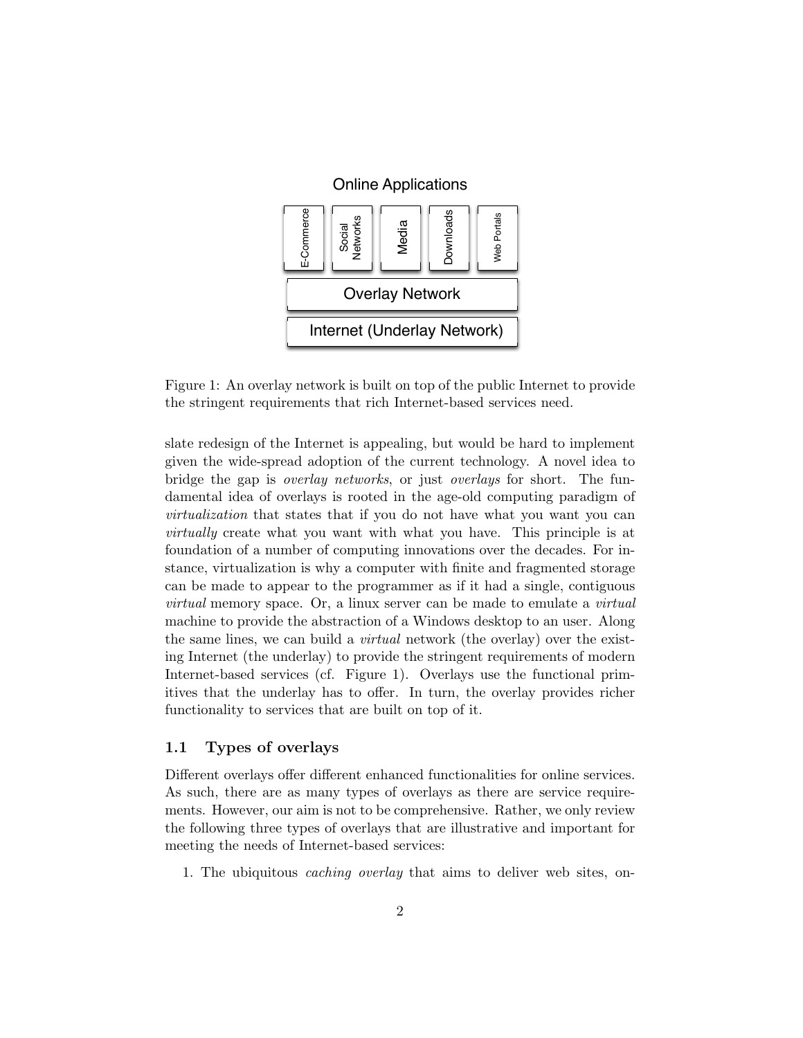Online Applications

| E-Commerce | Social Networks | Media | Downloads | Web Portals |
|---|---|---|---|---|
| Overlay Network | | | | |
| Internet (Underlay Network) | | | | |

Figure 1: An overlay network is built on top of the public Internet to provide the stringent requirements that rich Internet-based services need.

slate redesign of the Internet is appealing, but would be hard to implement given the wide-spread adoption of the current technology. A novel idea to bridge the gap is *overlay networks*, or just *overlays* for short. The fundamental idea of overlays is rooted in the age-old computing paradigm of *virtualization* that states that if you do not have what you want you can *virtually* create what you want with what you have. This principle is at foundation of a number of computing innovations over the decades. For instance, virtualization is why a computer with finite and fragmented storage can be made to appear to the programmer as if it had a single, contiguous *virtual* memory space. Or, a linux server can be made to emulate a *virtual* machine to provide the abstraction of a Windows desktop to an user. Along the same lines, we can build a *virtual* network (the overlay) over the existing Internet (the underlay) to provide the stringent requirements of modern Internet-based services (cf. Figure 1). Overlays use the functional primitives that the underlay has to offer. In turn, the overlay provides richer functionality to services that are built on top of it.

### 1.1 Types of overlays

Different overlays offer different enhanced functionalities for online services. As such, there are as many types of overlays as there are service requirements. However, our aim is not to be comprehensive. Rather, we only review the following three types of overlays that are illustrative and important for meeting the needs of Internet-based services:

1. The ubiquitous *caching overlay* that aims to deliver web sites, on-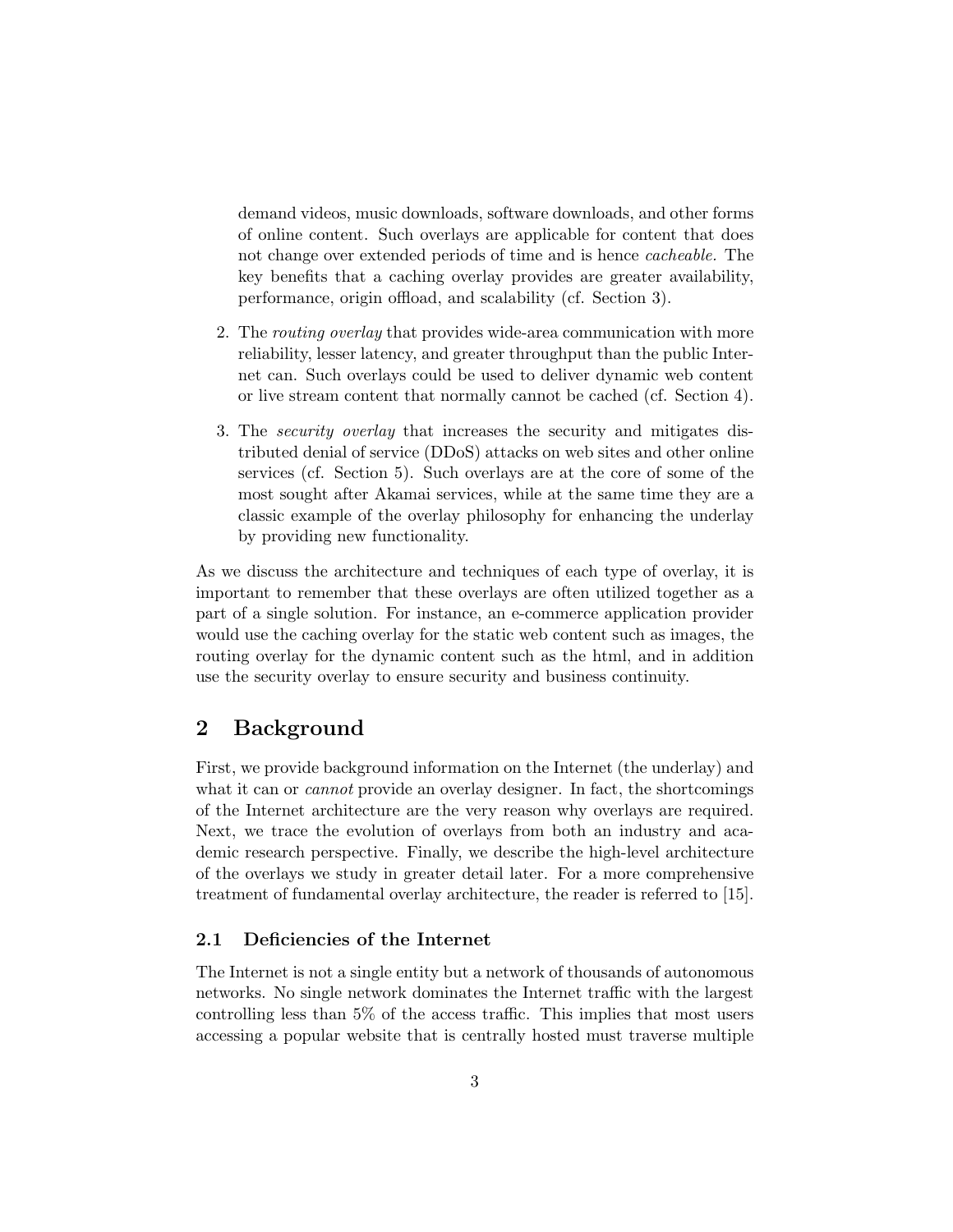demand videos, music downloads, software downloads, and other forms of online content. Such overlays are applicable for content that does not change over extended periods of time and is hence *cacheable.* The key benefits that a caching overlay provides are greater availability, performance, origin offload, and scalability (cf. Section 3).

2. The *routing overlay* that provides wide-area communication with more reliability, lesser latency, and greater throughput than the public Internet can. Such overlays could be used to deliver dynamic web content or live stream content that normally cannot be cached (cf. Section 4).

3. The *security overlay* that increases the security and mitigates distributed denial of service (DDoS) attacks on web sites and other online services (cf. Section 5). Such overlays are at the core of some of the most sought after Akamai services, while at the same time they are a classic example of the overlay philosophy for enhancing the underlay by providing new functionality.

As we discuss the architecture and techniques of each type of overlay, it is important to remember that these overlays are often utilized together as a part of a single solution. For instance, an e-commerce application provider would use the caching overlay for the static web content such as images, the routing overlay for the dynamic content such as the html, and in addition use the security overlay to ensure security and business continuity.

## 2 Background

First, we provide background information on the Internet (the underlay) and what it can or *cannot* provide an overlay designer. In fact, the shortcomings of the Internet architecture are the very reason why overlays are required. Next, we trace the evolution of overlays from both an industry and academic research perspective. Finally, we describe the high-level architecture of the overlays we study in greater detail later. For a more comprehensive treatment of fundamental overlay architecture, the reader is referred to [15].

### 2.1 Deficiencies of the Internet

The Internet is not a single entity but a network of thousands of autonomous networks. No single network dominates the Internet traffic with the largest controlling less than 5% of the access traffic. This implies that most users accessing a popular website that is centrally hosted must traverse multiple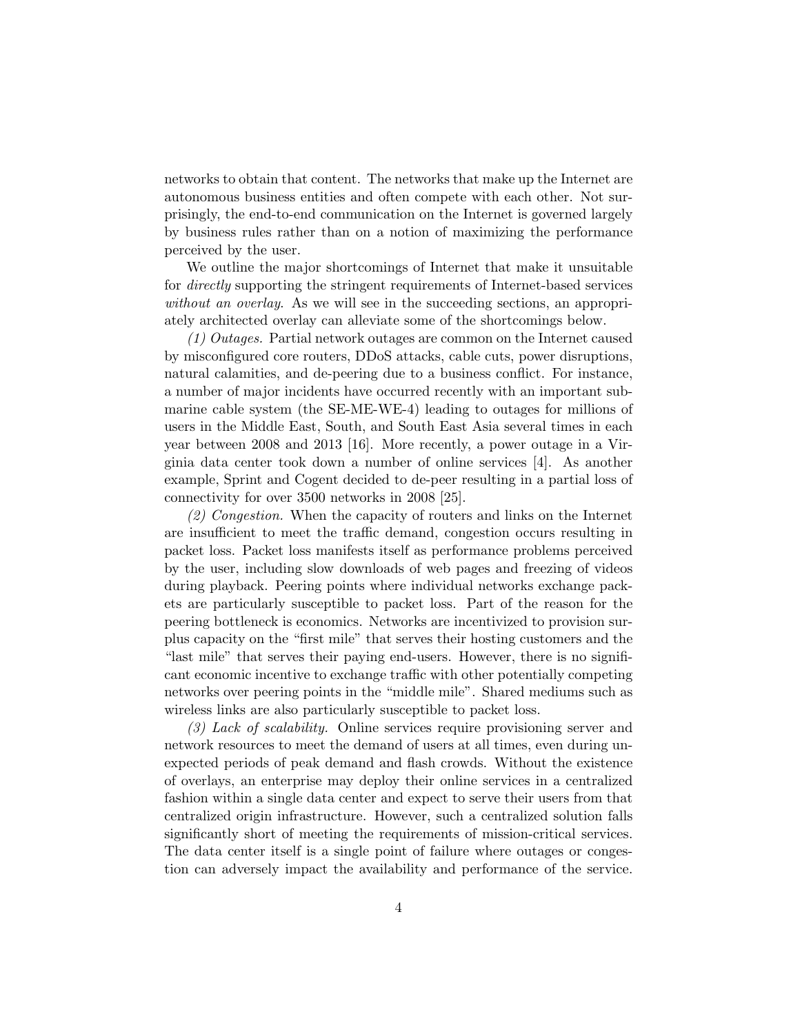networks to obtain that content. The networks that make up the Internet are autonomous business entities and often compete with each other. Not surprisingly, the end-to-end communication on the Internet is governed largely by business rules rather than on a notion of maximizing the performance perceived by the user.

We outline the major shortcomings of Internet that make it unsuitable for *directly* supporting the stringent requirements of Internet-based services *without an overlay*. As we will see in the succeeding sections, an appropriately architected overlay can alleviate some of the shortcomings below.

*(1) Outages.* Partial network outages are common on the Internet caused by misconfigured core routers, DDoS attacks, cable cuts, power disruptions, natural calamities, and de-peering due to a business conflict. For instance, a number of major incidents have occurred recently with an important submarine cable system (the SE-ME-WE-4) leading to outages for millions of users in the Middle East, South, and South East Asia several times in each year between 2008 and 2013 [16]. More recently, a power outage in a Virginia data center took down a number of online services [4]. As another example, Sprint and Cogent decided to de-peer resulting in a partial loss of connectivity for over 3500 networks in 2008 [25].

*(2) Congestion.* When the capacity of routers and links on the Internet are insufficient to meet the traffic demand, congestion occurs resulting in packet loss. Packet loss manifests itself as performance problems perceived by the user, including slow downloads of web pages and freezing of videos during playback. Peering points where individual networks exchange packets are particularly susceptible to packet loss. Part of the reason for the peering bottleneck is economics. Networks are incentivized to provision surplus capacity on the "first mile" that serves their hosting customers and the "last mile" that serves their paying end-users. However, there is no significant economic incentive to exchange traffic with other potentially competing networks over peering points in the "middle mile". Shared mediums such as wireless links are also particularly susceptible to packet loss.

*(3) Lack of scalability.* Online services require provisioning server and network resources to meet the demand of users at all times, even during unexpected periods of peak demand and flash crowds. Without the existence of overlays, an enterprise may deploy their online services in a centralized fashion within a single data center and expect to serve their users from that centralized origin infrastructure. However, such a centralized solution falls significantly short of meeting the requirements of mission-critical services. The data center itself is a single point of failure where outages or congestion can adversely impact the availability and performance of the service.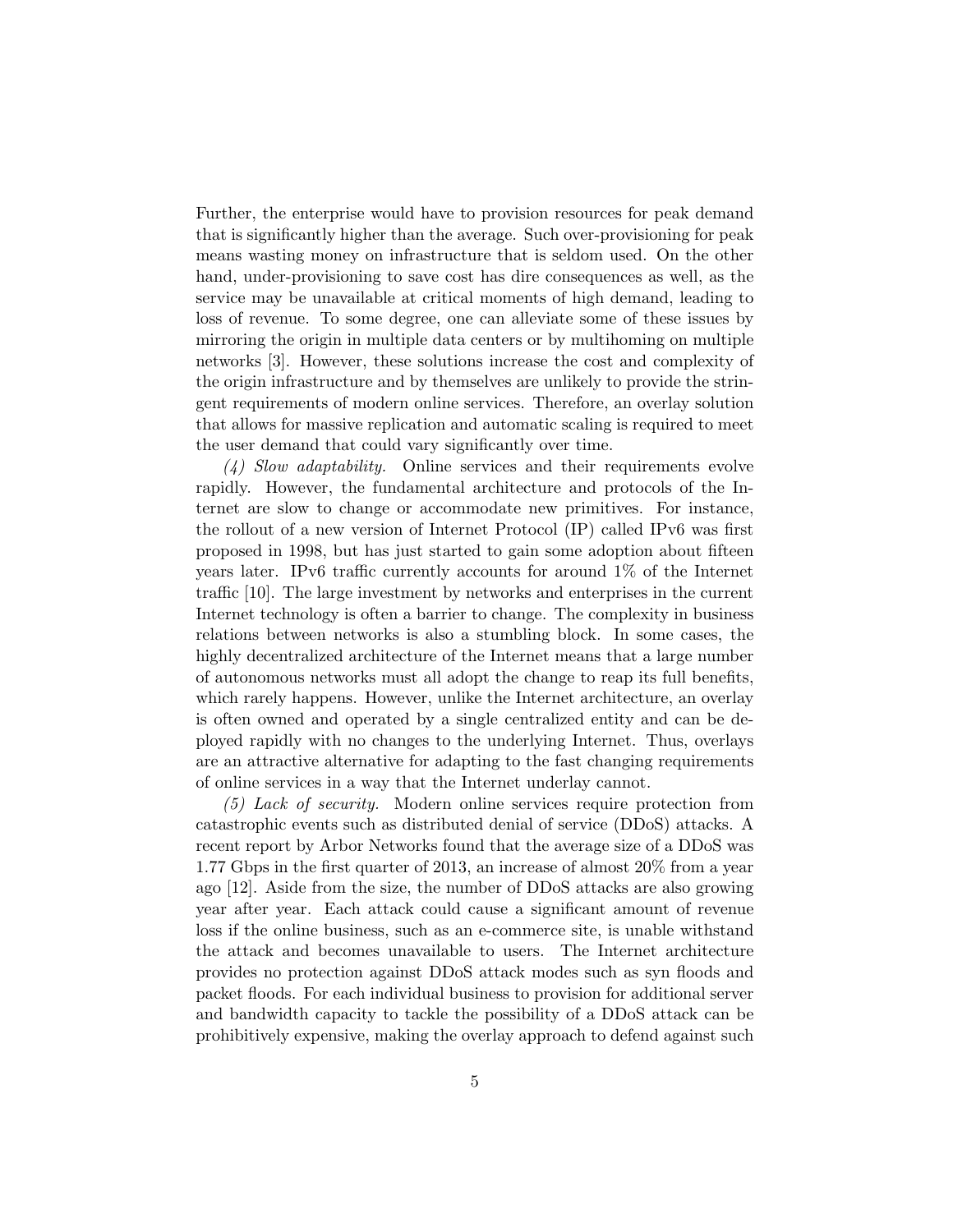Further, the enterprise would have to provision resources for peak demand that is significantly higher than the average. Such over-provisioning for peak means wasting money on infrastructure that is seldom used. On the other hand, under-provisioning to save cost has dire consequences as well, as the service may be unavailable at critical moments of high demand, leading to loss of revenue. To some degree, one can alleviate some of these issues by mirroring the origin in multiple data centers or by multihoming on multiple networks [3]. However, these solutions increase the cost and complexity of the origin infrastructure and by themselves are unlikely to provide the stringent requirements of modern online services. Therefore, an overlay solution that allows for massive replication and automatic scaling is required to meet the user demand that could vary significantly over time.

*(4) Slow adaptability.* Online services and their requirements evolve rapidly. However, the fundamental architecture and protocols of the Internet are slow to change or accommodate new primitives. For instance, the rollout of a new version of Internet Protocol (IP) called IPv6 was first proposed in 1998, but has just started to gain some adoption about fifteen years later. IPv6 traffic currently accounts for around 1% of the Internet traffic [10]. The large investment by networks and enterprises in the current Internet technology is often a barrier to change. The complexity in business relations between networks is also a stumbling block. In some cases, the highly decentralized architecture of the Internet means that a large number of autonomous networks must all adopt the change to reap its full benefits, which rarely happens. However, unlike the Internet architecture, an overlay is often owned and operated by a single centralized entity and can be deployed rapidly with no changes to the underlying Internet. Thus, overlays are an attractive alternative for adapting to the fast changing requirements of online services in a way that the Internet underlay cannot.

*(5) Lack of security.* Modern online services require protection from catastrophic events such as distributed denial of service (DDoS) attacks. A recent report by Arbor Networks found that the average size of a DDoS was 1.77 Gbps in the first quarter of 2013, an increase of almost 20% from a year ago [12]. Aside from the size, the number of DDoS attacks are also growing year after year. Each attack could cause a significant amount of revenue loss if the online business, such as an e-commerce site, is unable withstand the attack and becomes unavailable to users. The Internet architecture provides no protection against DDoS attack modes such as syn floods and packet floods. For each individual business to provision for additional server and bandwidth capacity to tackle the possibility of a DDoS attack can be prohibitively expensive, making the overlay approach to defend against such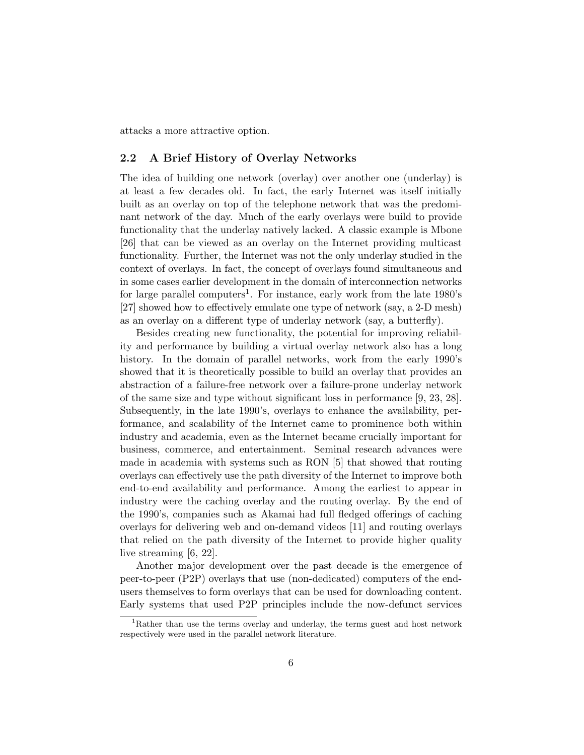attacks a more attractive option.

## 2.2 A Brief History of Overlay Networks

The idea of building one network (overlay) over another one (underlay) is at least a few decades old. In fact, the early Internet was itself initially built as an overlay on top of the telephone network that was the predominant network of the day. Much of the early overlays were build to provide functionality that the underlay natively lacked. A classic example is Mbone [26] that can be viewed as an overlay on the Internet providing multicast functionality. Further, the Internet was not the only underlay studied in the context of overlays. In fact, the concept of overlays found simultaneous and in some cases earlier development in the domain of interconnection networks for large parallel computers[1]. For instance, early work from the late 1980's [27] showed how to effectively emulate one type of network (say, a 2-D mesh) as an overlay on a different type of underlay network (say, a butterfly).

Besides creating new functionality, the potential for improving reliability and performance by building a virtual overlay network also has a long history. In the domain of parallel networks, work from the early 1990's showed that it is theoretically possible to build an overlay that provides an abstraction of a failure-free network over a failure-prone underlay network of the same size and type without significant loss in performance [9, 23, 28]. Subsequently, in the late 1990's, overlays to enhance the availability, performance, and scalability of the Internet came to prominence both within industry and academia, even as the Internet became crucially important for business, commerce, and entertainment. Seminal research advances were made in academia with systems such as RON [5] that showed that routing overlays can effectively use the path diversity of the Internet to improve both end-to-end availability and performance. Among the earliest to appear in industry were the caching overlay and the routing overlay. By the end of the 1990's, companies such as Akamai had full fledged offerings of caching overlays for delivering web and on-demand videos [11] and routing overlays that relied on the path diversity of the Internet to provide higher quality live streaming [6, 22].

Another major development over the past decade is the emergence of peer-to-peer (P2P) overlays that use (non-dedicated) computers of the end-users themselves to form overlays that can be used for downloading content. Early systems that used P2P principles include the now-defunct services

[1] Rather than use the terms overlay and underlay, the terms guest and host network respectively were used in the parallel network literature.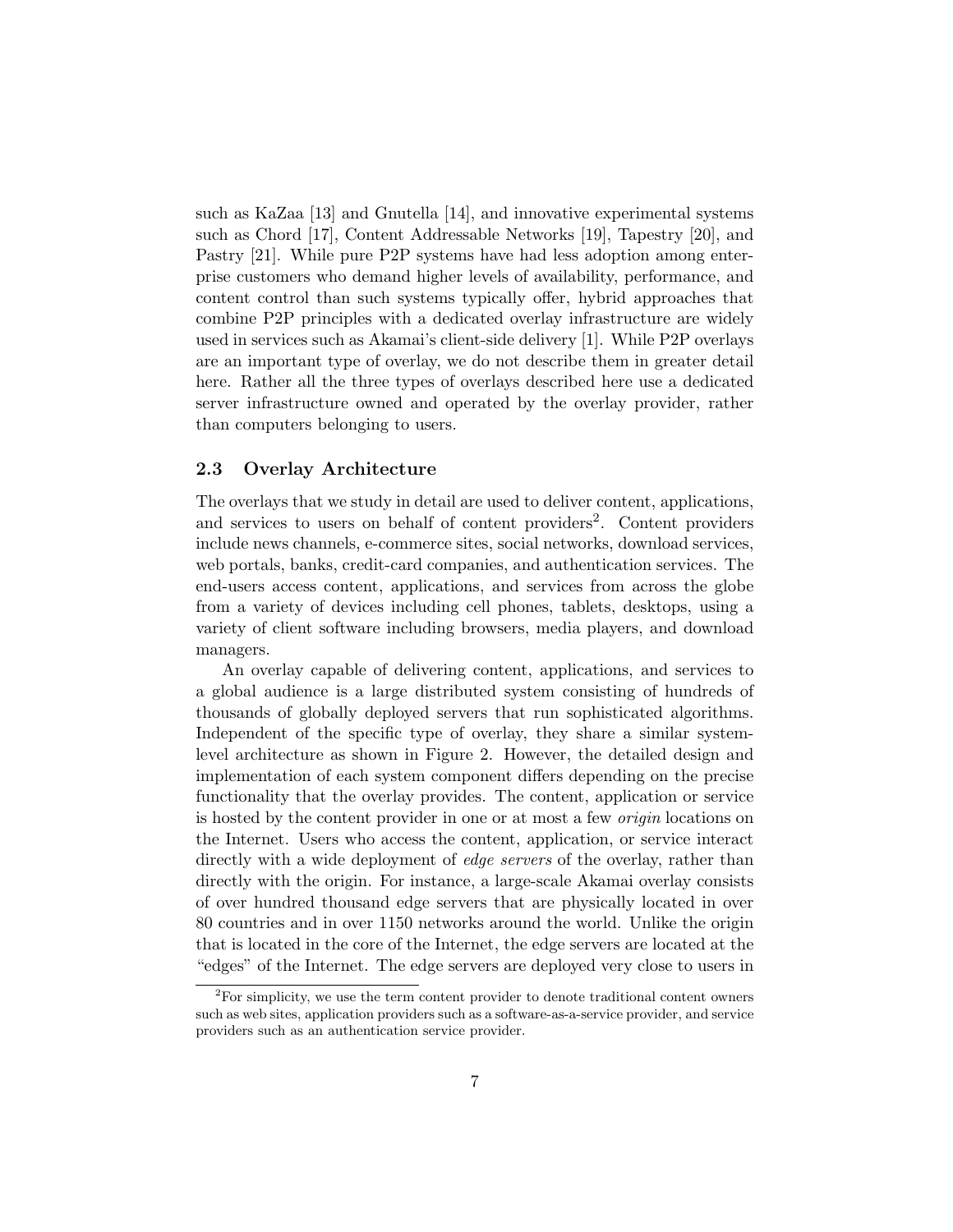such as KaZaa [13] and Gnutella [14], and innovative experimental systems such as Chord [17], Content Addressable Networks [19], Tapestry [20], and Pastry [21]. While pure P2P systems have had less adoption among enterprise customers who demand higher levels of availability, performance, and content control than such systems typically offer, hybrid approaches that combine P2P principles with a dedicated overlay infrastructure are widely used in services such as Akamai's client-side delivery [1]. While P2P overlays are an important type of overlay, we do not describe them in greater detail here. Rather all the three types of overlays described here use a dedicated server infrastructure owned and operated by the overlay provider, rather than computers belonging to users.

### 2.3 Overlay Architecture

The overlays that we study in detail are used to deliver content, applications, and services to users on behalf of content providers[2]. Content providers include news channels, e-commerce sites, social networks, download services, web portals, banks, credit-card companies, and authentication services. The end-users access content, applications, and services from across the globe from a variety of devices including cell phones, tablets, desktops, using a variety of client software including browsers, media players, and download managers.

An overlay capable of delivering content, applications, and services to a global audience is a large distributed system consisting of hundreds of thousands of globally deployed servers that run sophisticated algorithms. Independent of the specific type of overlay, they share a similar system-level architecture as shown in Figure 2. However, the detailed design and implementation of each system component differs depending on the precise functionality that the overlay provides. The content, application or service is hosted by the content provider in one or at most a few *origin* locations on the Internet. Users who access the content, application, or service interact directly with a wide deployment of *edge servers* of the overlay, rather than directly with the origin. For instance, a large-scale Akamai overlay consists of over hundred thousand edge servers that are physically located in over 80 countries and in over 1150 networks around the world. Unlike the origin that is located in the core of the Internet, the edge servers are located at the "edges" of the Internet. The edge servers are deployed very close to users in

[2] For simplicity, we use the term content provider to denote traditional content owners such as web sites, application providers such as a software-as-a-service provider, and service providers such as an authentication service provider.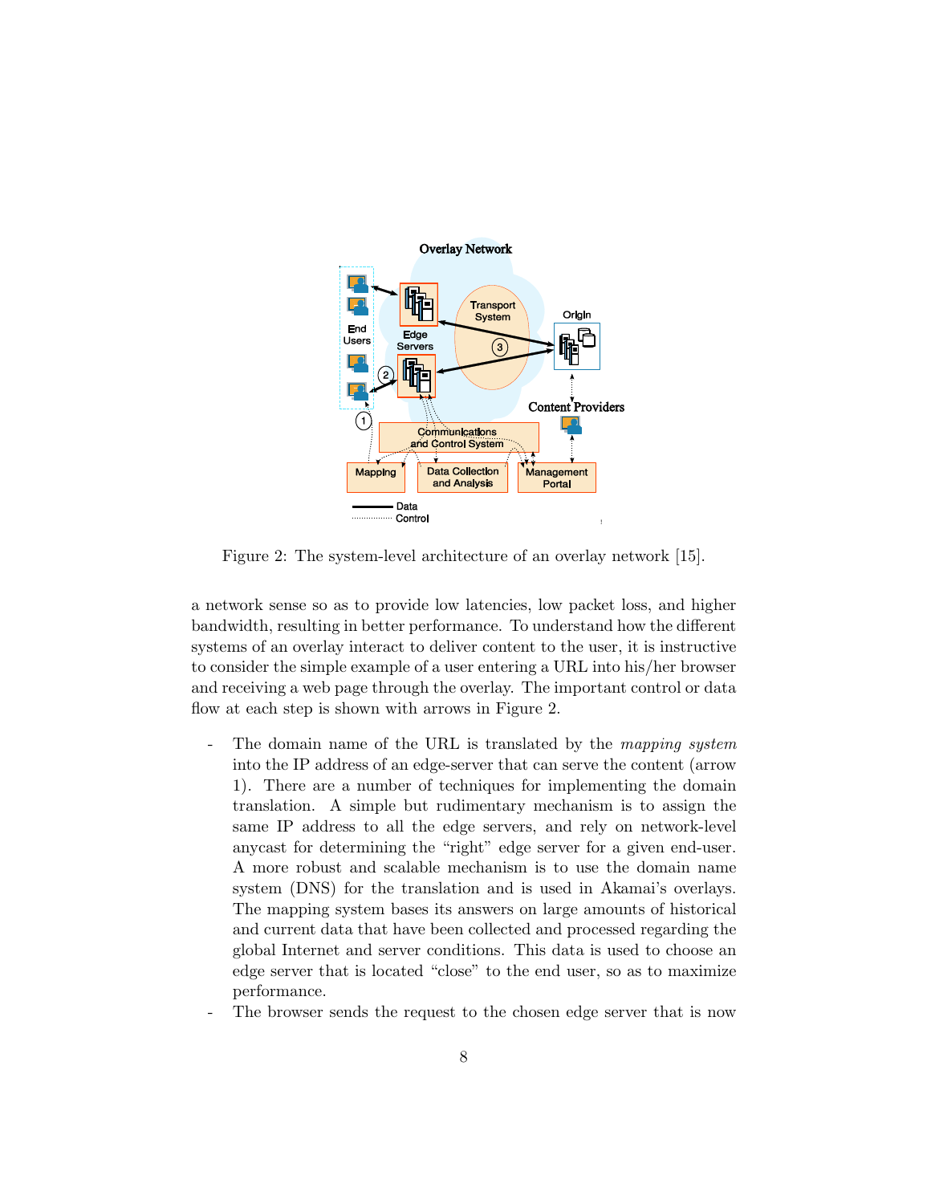Figure 2: The system-level architecture of an overlay network [15].

a network sense so as to provide low latencies, low packet loss, and higher bandwidth, resulting in better performance. To understand how the different systems of an overlay interact to deliver content to the user, it is instructive to consider the simple example of a user entering a URL into his/her browser and receiving a web page through the overlay. The important control or data flow at each step is shown with arrows in Figure 2.

- The domain name of the URL is translated by the *mapping system* into the IP address of an edge-server that can serve the content (arrow 1). There are a number of techniques for implementing the domain translation. A simple but rudimentary mechanism is to assign the same IP address to all the edge servers, and rely on network-level anycast for determining the "right" edge server for a given end-user. A more robust and scalable mechanism is to use the domain name system (DNS) for the translation and is used in Akamai's overlays. The mapping system bases its answers on large amounts of historical and current data that have been collected and processed regarding the global Internet and server conditions. This data is used to choose an edge server that is located "close" to the end user, so as to maximize performance.
- The browser sends the request to the chosen edge server that is now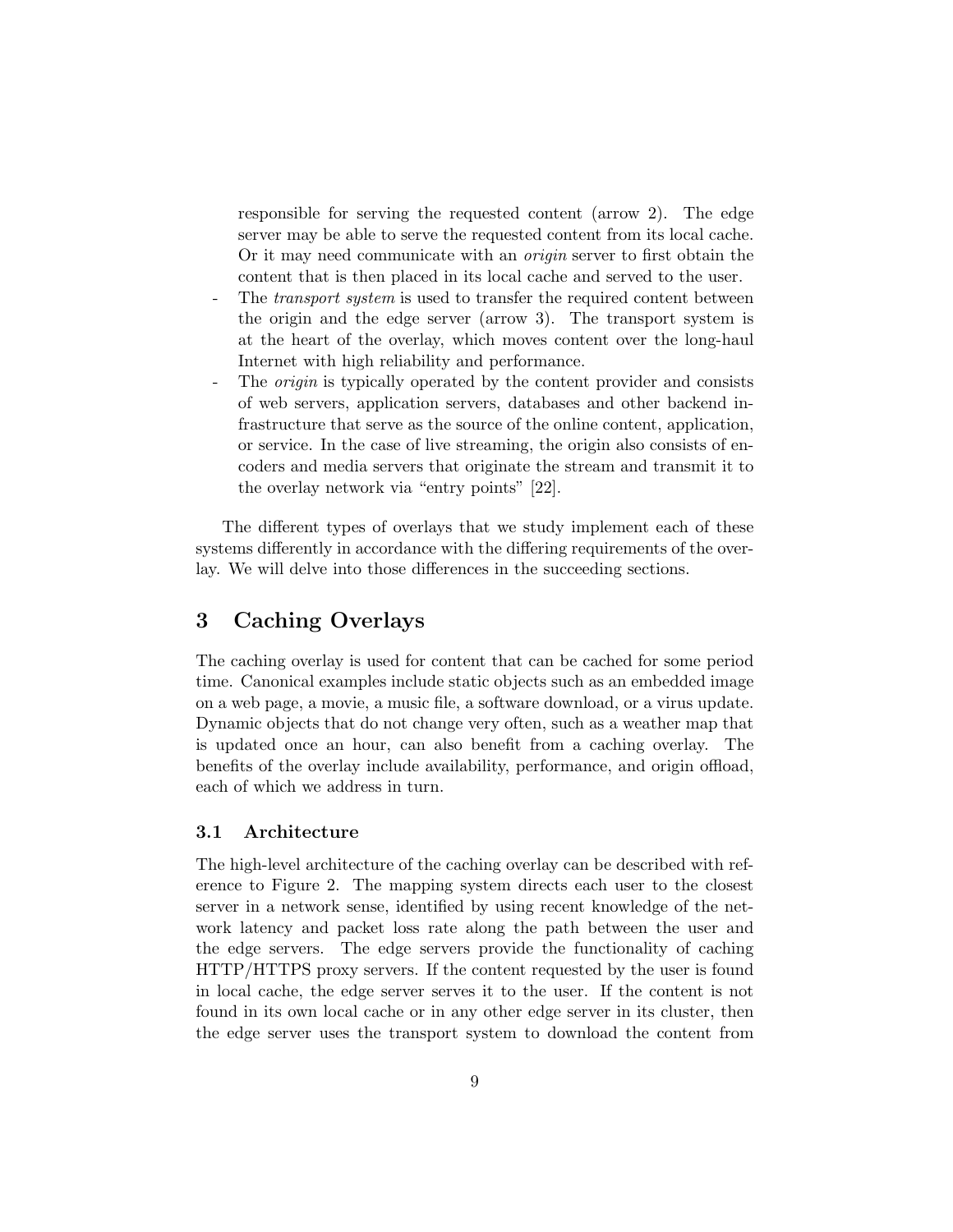responsible for serving the requested content (arrow 2). The edge server may be able to serve the requested content from its local cache. Or it may need communicate with an *origin* server to first obtain the content that is then placed in its local cache and served to the user.

- The *transport system* is used to transfer the required content between the origin and the edge server (arrow 3). The transport system is at the heart of the overlay, which moves content over the long-haul Internet with high reliability and performance.
- The *origin* is typically operated by the content provider and consists of web servers, application servers, databases and other backend infrastructure that serve as the source of the online content, application, or service. In the case of live streaming, the origin also consists of encoders and media servers that originate the stream and transmit it to the overlay network via "entry points" [22].

The different types of overlays that we study implement each of these systems differently in accordance with the differing requirements of the overlay. We will delve into those differences in the succeeding sections.

# 3 Caching Overlays

The caching overlay is used for content that can be cached for some period time. Canonical examples include static objects such as an embedded image on a web page, a movie, a music file, a software download, or a virus update. Dynamic objects that do not change very often, such as a weather map that is updated once an hour, can also benefit from a caching overlay. The benefits of the overlay include availability, performance, and origin offload, each of which we address in turn.

## 3.1 Architecture

The high-level architecture of the caching overlay can be described with reference to Figure 2. The mapping system directs each user to the closest server in a network sense, identified by using recent knowledge of the network latency and packet loss rate along the path between the user and the edge servers. The edge servers provide the functionality of caching HTTP/HTTPS proxy servers. If the content requested by the user is found in local cache, the edge server serves it to the user. If the content is not found in its own local cache or in any other edge server in its cluster, then the edge server uses the transport system to download the content from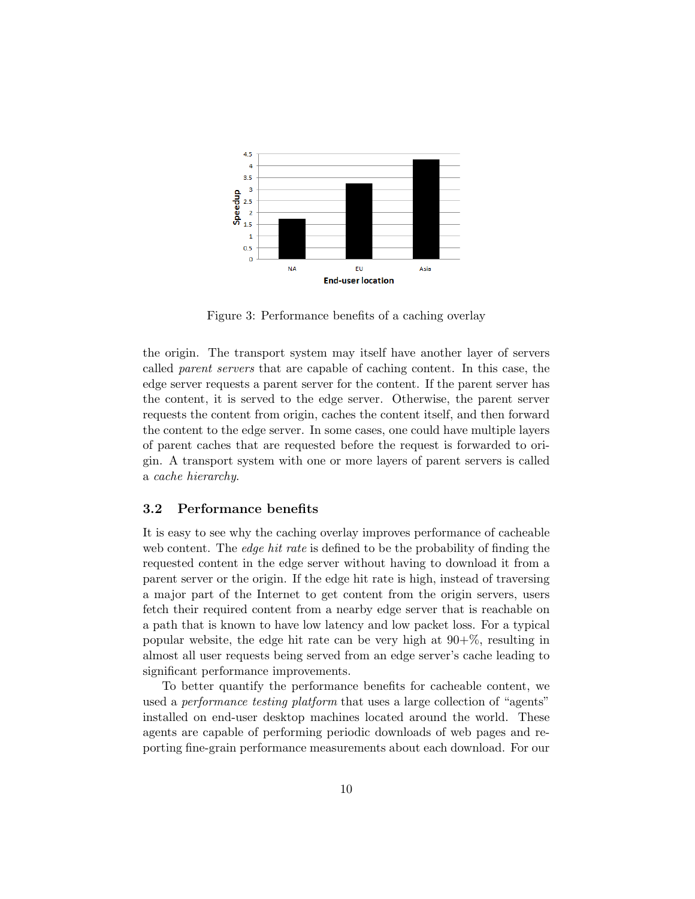Figure 3: Performance benefits of a caching overlay

the origin. The transport system may itself have another layer of servers called *parent servers* that are capable of caching content. In this case, the edge server requests a parent server for the content. If the parent server has the content, it is served to the edge server. Otherwise, the parent server requests the content from origin, caches the content itself, and then forward the content to the edge server. In some cases, one could have multiple layers of parent caches that are requested before the request is forwarded to origin. A transport system with one or more layers of parent servers is called a *cache hierarchy*.

### 3.2 Performance benefits

It is easy to see why the caching overlay improves performance of cacheable web content. The *edge hit rate* is defined to be the probability of finding the requested content in the edge server without having to download it from a parent server or the origin. If the edge hit rate is high, instead of traversing a major part of the Internet to get content from the origin servers, users fetch their required content from a nearby edge server that is reachable on a path that is known to have low latency and low packet loss. For a typical popular website, the edge hit rate can be very high at 90+%, resulting in almost all user requests being served from an edge server's cache leading to significant performance improvements.

To better quantify the performance benefits for cacheable content, we used a *performance testing platform* that uses a large collection of "agents" installed on end-user desktop machines located around the world. These agents are capable of performing periodic downloads of web pages and reporting fine-grain performance measurements about each download. For our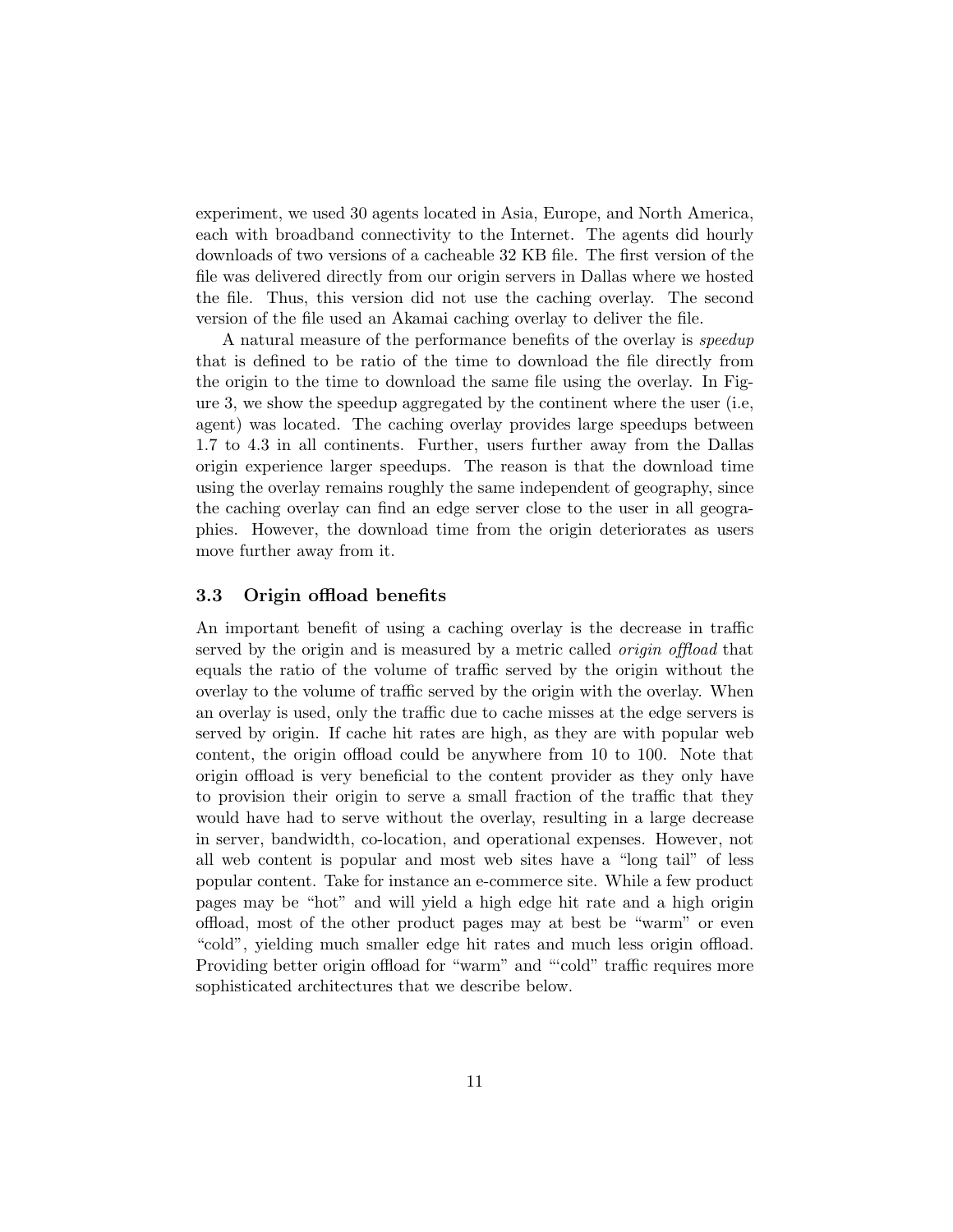experiment, we used 30 agents located in Asia, Europe, and North America, each with broadband connectivity to the Internet. The agents did hourly downloads of two versions of a cacheable 32 KB file. The first version of the file was delivered directly from our origin servers in Dallas where we hosted the file. Thus, this version did not use the caching overlay. The second version of the file used an Akamai caching overlay to deliver the file.

A natural measure of the performance benefits of the overlay is *speedup* that is defined to be ratio of the time to download the file directly from the origin to the time to download the same file using the overlay. In Figure 3, we show the speedup aggregated by the continent where the user (i.e, agent) was located. The caching overlay provides large speedups between 1.7 to 4.3 in all continents. Further, users further away from the Dallas origin experience larger speedups. The reason is that the download time using the overlay remains roughly the same independent of geography, since the caching overlay can find an edge server close to the user in all geographies. However, the download time from the origin deteriorates as users move further away from it.

### 3.3 Origin offload benefits

An important benefit of using a caching overlay is the decrease in traffic served by the origin and is measured by a metric called *origin offload* that equals the ratio of the volume of traffic served by the origin without the overlay to the volume of traffic served by the origin with the overlay. When an overlay is used, only the traffic due to cache misses at the edge servers is served by origin. If cache hit rates are high, as they are with popular web content, the origin offload could be anywhere from 10 to 100. Note that origin offload is very beneficial to the content provider as they only have to provision their origin to serve a small fraction of the traffic that they would have had to serve without the overlay, resulting in a large decrease in server, bandwidth, co-location, and operational expenses. However, not all web content is popular and most web sites have a "long tail" of less popular content. Take for instance an e-commerce site. While a few product pages may be "hot" and will yield a high edge hit rate and a high origin offload, most of the other product pages may at best be "warm" or even "cold", yielding much smaller edge hit rates and much less origin offload. Providing better origin offload for "warm" and "'cold" traffic requires more sophisticated architectures that we describe below.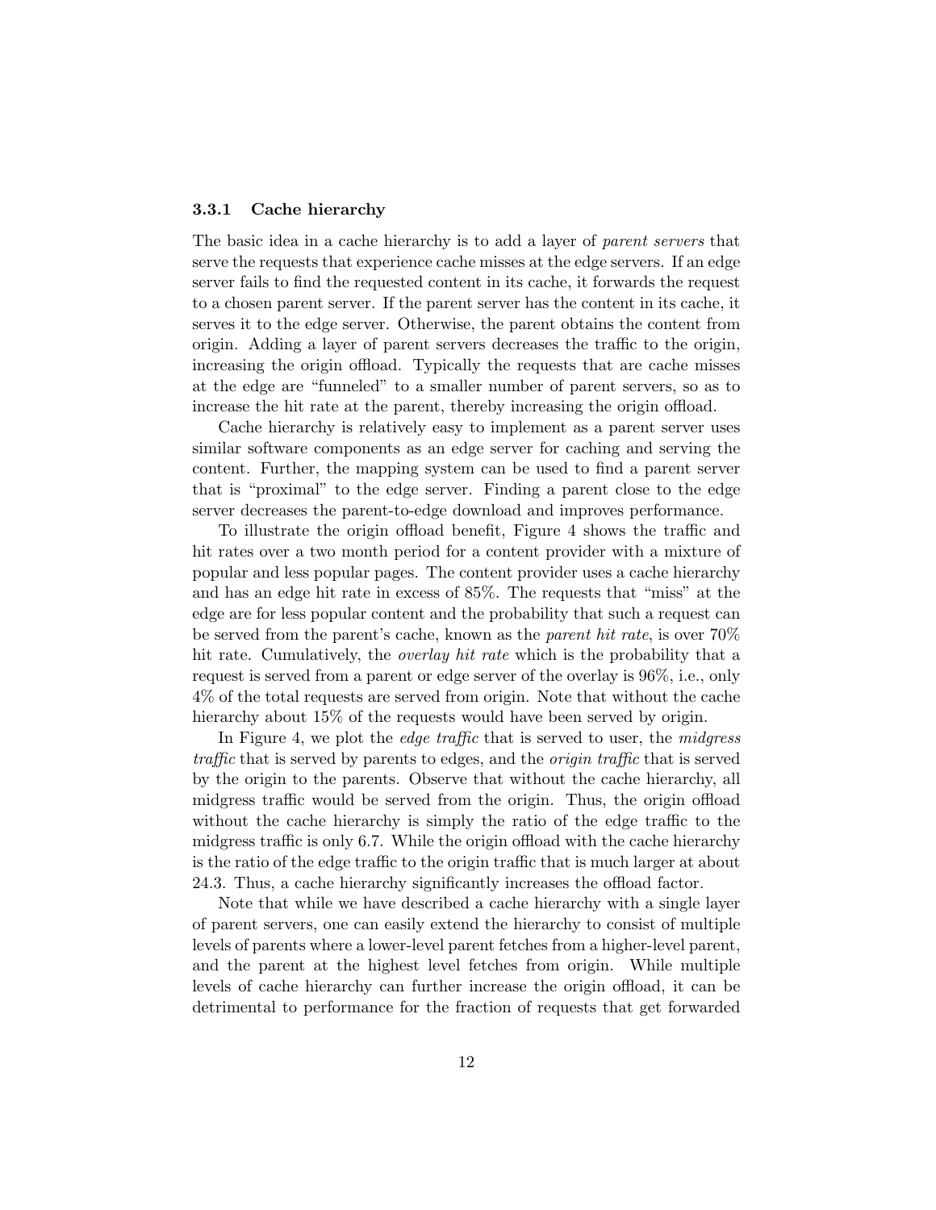### 3.3.1 Cache hierarchy

The basic idea in a cache hierarchy is to add a layer of *parent servers* that serve the requests that experience cache misses at the edge servers. If an edge server fails to find the requested content in its cache, it forwards the request to a chosen parent server. If the parent server has the content in its cache, it serves it to the edge server. Otherwise, the parent obtains the content from origin. Adding a layer of parent servers decreases the traffic to the origin, increasing the origin offload. Typically the requests that are cache misses at the edge are "funneled" to a smaller number of parent servers, so as to increase the hit rate at the parent, thereby increasing the origin offload.

Cache hierarchy is relatively easy to implement as a parent server uses similar software components as an edge server for caching and serving the content. Further, the mapping system can be used to find a parent server that is "proximal" to the edge server. Finding a parent close to the edge server decreases the parent-to-edge download and improves performance.

To illustrate the origin offload benefit, Figure 4 shows the traffic and hit rates over a two month period for a content provider with a mixture of popular and less popular pages. The content provider uses a cache hierarchy and has an edge hit rate in excess of 85%. The requests that "miss" at the edge are for less popular content and the probability that such a request can be served from the parent's cache, known as the *parent hit rate*, is over 70% hit rate. Cumulatively, the *overlay hit rate* which is the probability that a request is served from a parent or edge server of the overlay is 96%, i.e., only 4% of the total requests are served from origin. Note that without the cache hierarchy about 15% of the requests would have been served by origin.

In Figure 4, we plot the *edge traffic* that is served to user, the *midgress traffic* that is served by parents to edges, and the *origin traffic* that is served by the origin to the parents. Observe that without the cache hierarchy, all midgress traffic would be served from the origin. Thus, the origin offload without the cache hierarchy is simply the ratio of the edge traffic to the midgress traffic is only 6.7. While the origin offload with the cache hierarchy is the ratio of the edge traffic to the origin traffic that is much larger at about 24.3. Thus, a cache hierarchy significantly increases the offload factor.

Note that while we have described a cache hierarchy with a single layer of parent servers, one can easily extend the hierarchy to consist of multiple levels of parents where a lower-level parent fetches from a higher-level parent, and the parent at the highest level fetches from origin. While multiple levels of cache hierarchy can further increase the origin offload, it can be detrimental to performance for the fraction of requests that get forwarded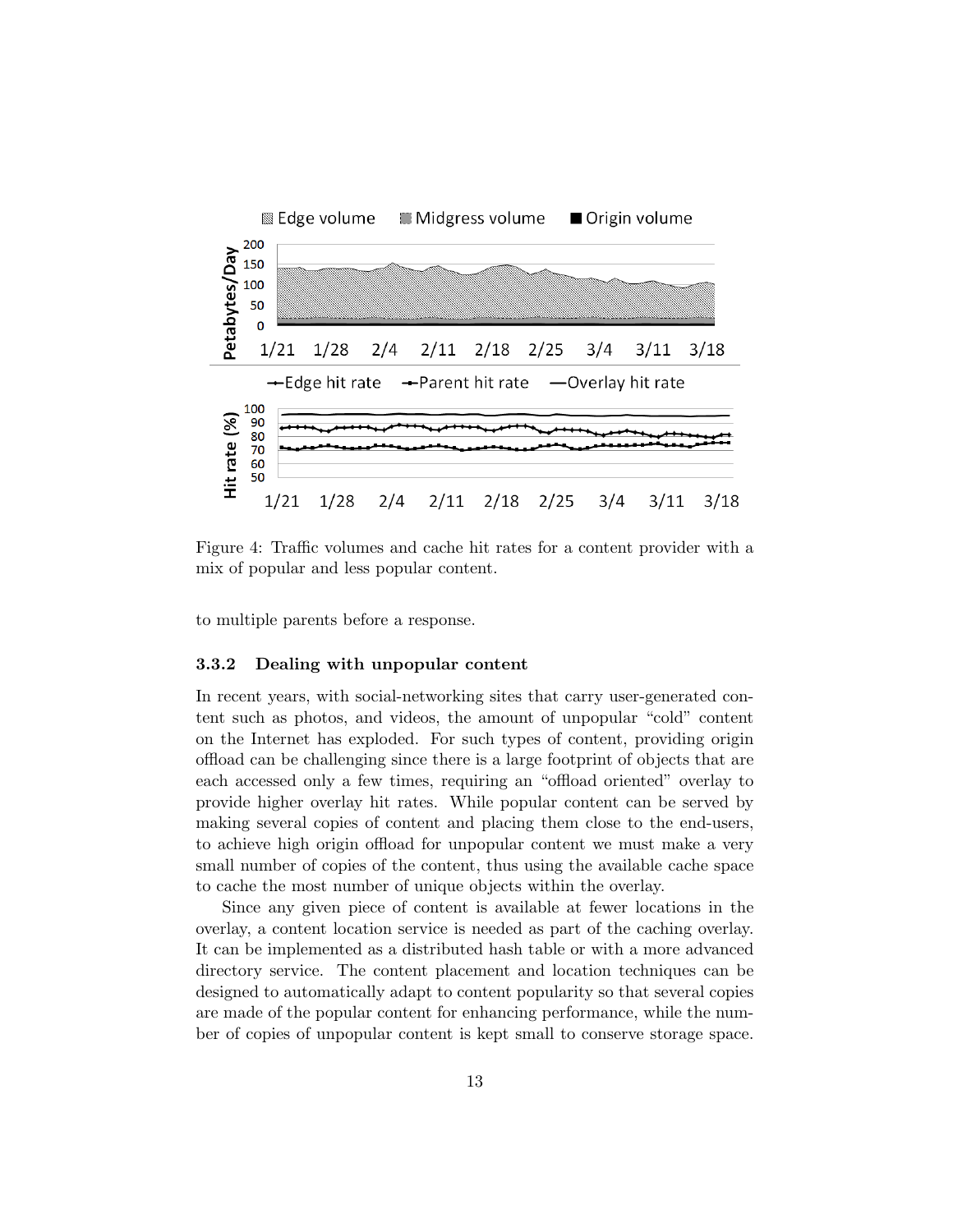Figure 4: Traffic volumes and cache hit rates for a content provider with a mix of popular and less popular content.

to multiple parents before a response.

### 3.3.2 Dealing with unpopular content

In recent years, with social-networking sites that carry user-generated content such as photos, and videos, the amount of unpopular "cold" content on the Internet has exploded. For such types of content, providing origin offload can be challenging since there is a large footprint of objects that are each accessed only a few times, requiring an "offload oriented" overlay to provide higher overlay hit rates. While popular content can be served by making several copies of content and placing them close to the end-users, to achieve high origin offload for unpopular content we must make a very small number of copies of the content, thus using the available cache space to cache the most number of unique objects within the overlay.

Since any given piece of content is available at fewer locations in the overlay, a content location service is needed as part of the caching overlay. It can be implemented as a distributed hash table or with a more advanced directory service. The content placement and location techniques can be designed to automatically adapt to content popularity so that several copies are made of the popular content for enhancing performance, while the number of copies of unpopular content is kept small to conserve storage space.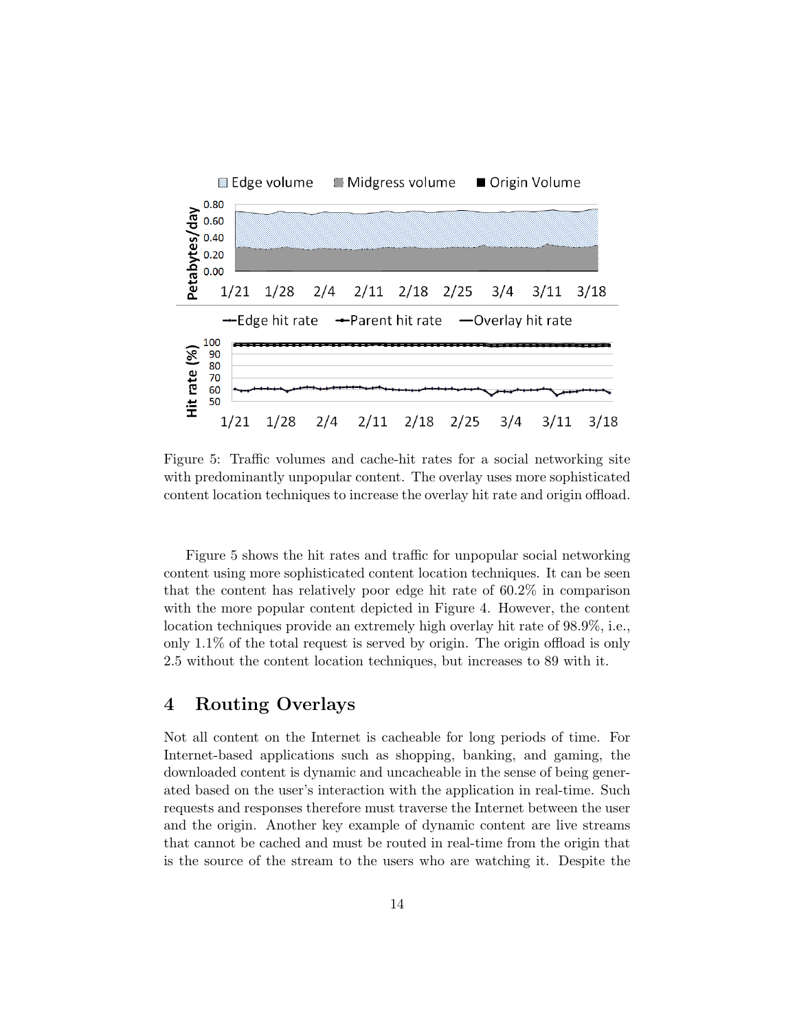Figure 5: Traffic volumes and cache-hit rates for a social networking site with predominantly unpopular content. The overlay uses more sophisticated content location techniques to increase the overlay hit rate and origin offload.

Figure 5 shows the hit rates and traffic for unpopular social networking content using more sophisticated content location techniques. It can be seen that the content has relatively poor edge hit rate of 60.2% in comparison with the more popular content depicted in Figure 4. However, the content location techniques provide an extremely high overlay hit rate of 98.9%, i.e., only 1.1% of the total request is served by origin. The origin offload is only 2.5 without the content location techniques, but increases to 89 with it.

## 4 Routing Overlays

Not all content on the Internet is cacheable for long periods of time. For Internet-based applications such as shopping, banking, and gaming, the downloaded content is dynamic and uncacheable in the sense of being generated based on the user's interaction with the application in real-time. Such requests and responses therefore must traverse the Internet between the user and the origin. Another key example of dynamic content are live streams that cannot be cached and must be routed in real-time from the origin that is the source of the stream to the users who are watching it. Despite the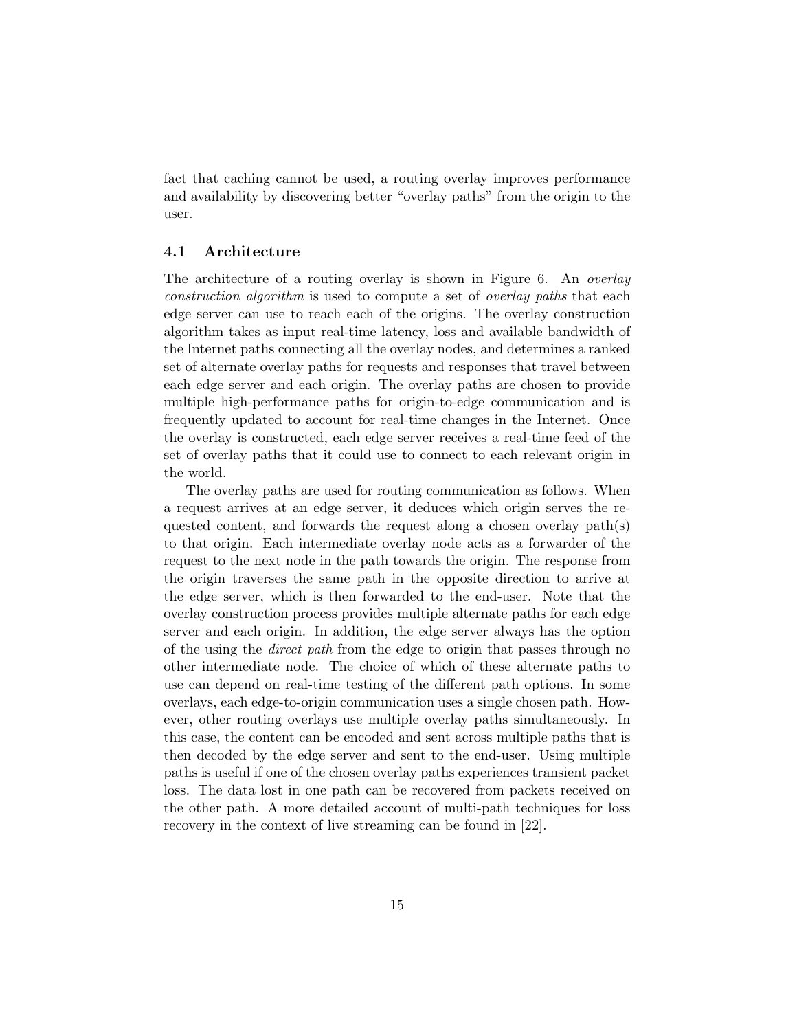fact that caching cannot be used, a routing overlay improves performance and availability by discovering better "overlay paths" from the origin to the user.

### 4.1 Architecture

The architecture of a routing overlay is shown in Figure 6. An *overlay construction algorithm* is used to compute a set of *overlay paths* that each edge server can use to reach each of the origins. The overlay construction algorithm takes as input real-time latency, loss and available bandwidth of the Internet paths connecting all the overlay nodes, and determines a ranked set of alternate overlay paths for requests and responses that travel between each edge server and each origin. The overlay paths are chosen to provide multiple high-performance paths for origin-to-edge communication and is frequently updated to account for real-time changes in the Internet. Once the overlay is constructed, each edge server receives a real-time feed of the set of overlay paths that it could use to connect to each relevant origin in the world.

The overlay paths are used for routing communication as follows. When a request arrives at an edge server, it deduces which origin serves the requested content, and forwards the request along a chosen overlay path(s) to that origin. Each intermediate overlay node acts as a forwarder of the request to the next node in the path towards the origin. The response from the origin traverses the same path in the opposite direction to arrive at the edge server, which is then forwarded to the end-user. Note that the overlay construction process provides multiple alternate paths for each edge server and each origin. In addition, the edge server always has the option of the using the *direct path* from the edge to origin that passes through no other intermediate node. The choice of which of these alternate paths to use can depend on real-time testing of the different path options. In some overlays, each edge-to-origin communication uses a single chosen path. However, other routing overlays use multiple overlay paths simultaneously. In this case, the content can be encoded and sent across multiple paths that is then decoded by the edge server and sent to the end-user. Using multiple paths is useful if one of the chosen overlay paths experiences transient packet loss. The data lost in one path can be recovered from packets received on the other path. A more detailed account of multi-path techniques for loss recovery in the context of live streaming can be found in [22].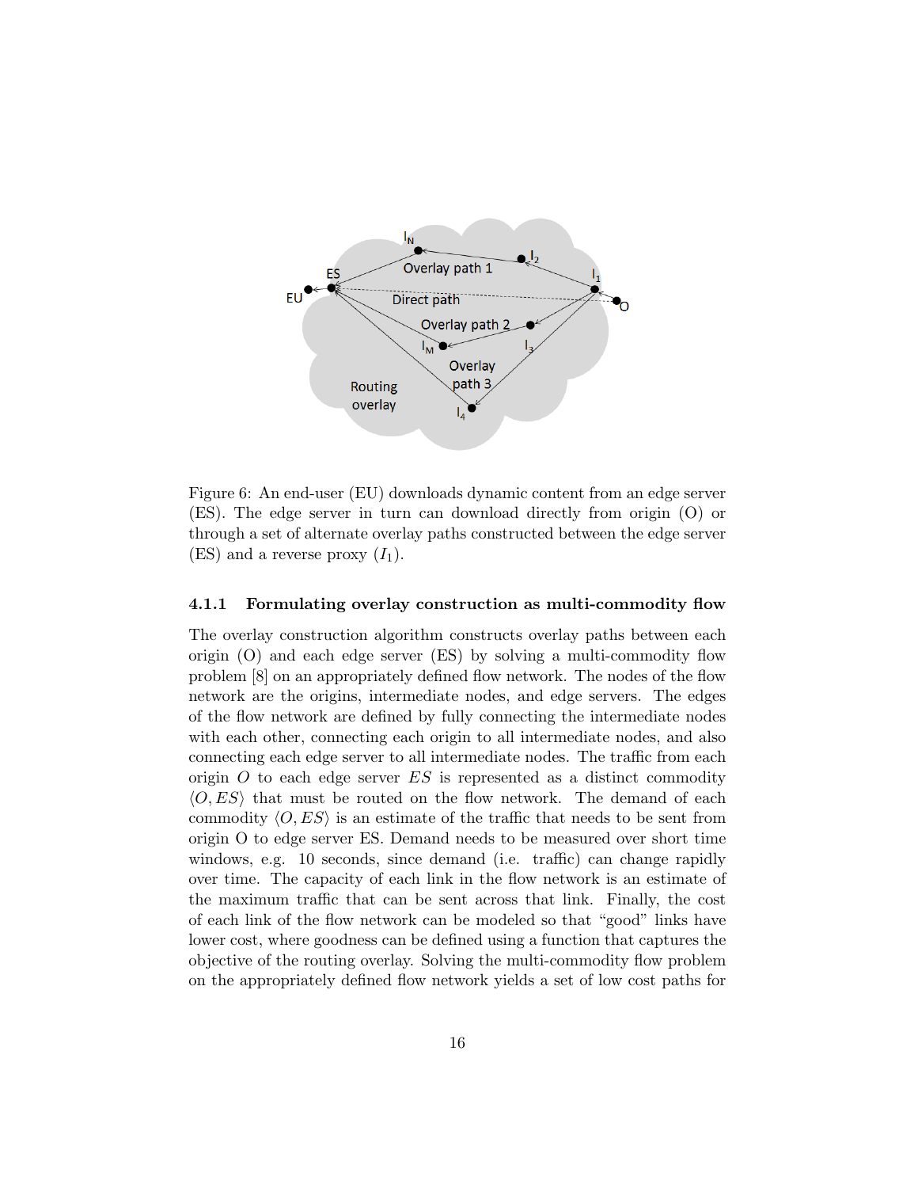Figure 6: An end-user (EU) downloads dynamic content from an edge server (ES). The edge server in turn can download directly from origin (O) or through a set of alternate overlay paths constructed between the edge server (ES) and a reverse proxy ($I_1$).

#### 4.1.1 Formulating overlay construction as multi-commodity flow

The overlay construction algorithm constructs overlay paths between each origin (O) and each edge server (ES) by solving a multi-commodity flow problem [8] on an appropriately defined flow network. The nodes of the flow network are the origins, intermediate nodes, and edge servers. The edges of the flow network are defined by fully connecting the intermediate nodes with each other, connecting each origin to all intermediate nodes, and also connecting each edge server to all intermediate nodes. The traffic from each origin $O$ to each edge server $ES$ is represented as a distinct commodity $\langle O, ES \rangle$ that must be routed on the flow network. The demand of each commodity $\langle O, ES \rangle$ is an estimate of the traffic that needs to be sent from origin O to edge server ES. Demand needs to be measured over short time windows, e.g. 10 seconds, since demand (i.e. traffic) can change rapidly over time. The capacity of each link in the flow network is an estimate of the maximum traffic that can be sent across that link. Finally, the cost of each link of the flow network can be modeled so that "good" links have lower cost, where goodness can be defined using a function that captures the objective of the routing overlay. Solving the multi-commodity flow problem on the appropriately defined flow network yields a set of low cost paths for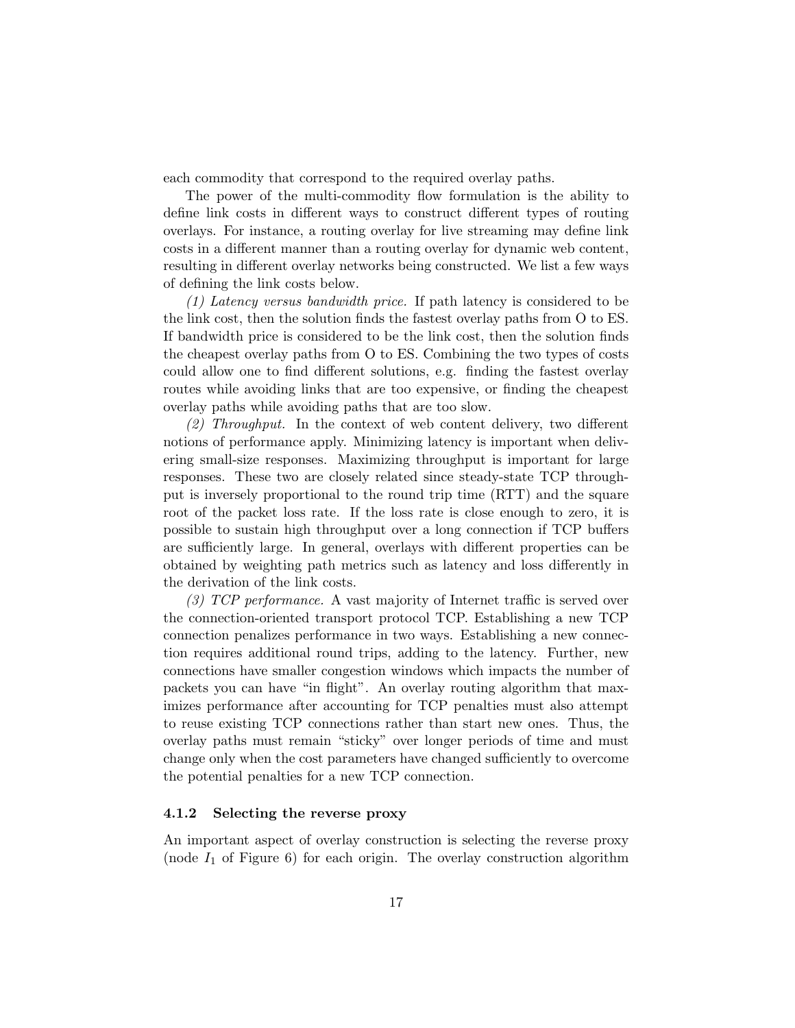each commodity that correspond to the required overlay paths.

The power of the multi-commodity flow formulation is the ability to define link costs in different ways to construct different types of routing overlays. For instance, a routing overlay for live streaming may define link costs in a different manner than a routing overlay for dynamic web content, resulting in different overlay networks being constructed. We list a few ways of defining the link costs below.

*(1) Latency versus bandwidth price.* If path latency is considered to be the link cost, then the solution finds the fastest overlay paths from O to ES. If bandwidth price is considered to be the link cost, then the solution finds the cheapest overlay paths from O to ES. Combining the two types of costs could allow one to find different solutions, e.g. finding the fastest overlay routes while avoiding links that are too expensive, or finding the cheapest overlay paths while avoiding paths that are too slow.

*(2) Throughput.* In the context of web content delivery, two different notions of performance apply. Minimizing latency is important when delivering small-size responses. Maximizing throughput is important for large responses. These two are closely related since steady-state TCP throughput is inversely proportional to the round trip time (RTT) and the square root of the packet loss rate. If the loss rate is close enough to zero, it is possible to sustain high throughput over a long connection if TCP buffers are sufficiently large. In general, overlays with different properties can be obtained by weighting path metrics such as latency and loss differently in the derivation of the link costs.

*(3) TCP performance.* A vast majority of Internet traffic is served over the connection-oriented transport protocol TCP. Establishing a new TCP connection penalizes performance in two ways. Establishing a new connection requires additional round trips, adding to the latency. Further, new connections have smaller congestion windows which impacts the number of packets you can have "in flight". An overlay routing algorithm that maximizes performance after accounting for TCP penalties must also attempt to reuse existing TCP connections rather than start new ones. Thus, the overlay paths must remain "sticky" over longer periods of time and must change only when the cost parameters have changed sufficiently to overcome the potential penalties for a new TCP connection.

### 4.1.2 Selecting the reverse proxy

An important aspect of overlay construction is selecting the reverse proxy (node $I_1$ of Figure 6) for each origin. The overlay construction algorithm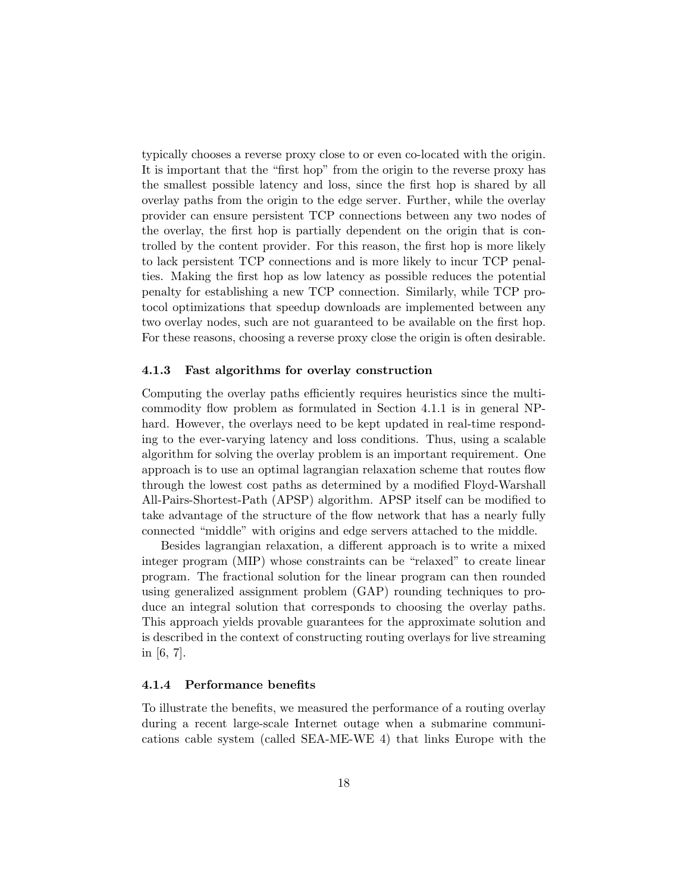typically chooses a reverse proxy close to or even co-located with the origin. It is important that the "first hop" from the origin to the reverse proxy has the smallest possible latency and loss, since the first hop is shared by all overlay paths from the origin to the edge server. Further, while the overlay provider can ensure persistent TCP connections between any two nodes of the overlay, the first hop is partially dependent on the origin that is controlled by the content provider. For this reason, the first hop is more likely to lack persistent TCP connections and is more likely to incur TCP penalties. Making the first hop as low latency as possible reduces the potential penalty for establishing a new TCP connection. Similarly, while TCP protocol optimizations that speedup downloads are implemented between any two overlay nodes, such are not guaranteed to be available on the first hop. For these reasons, choosing a reverse proxy close the origin is often desirable.

#### 4.1.3 Fast algorithms for overlay construction

Computing the overlay paths efficiently requires heuristics since the multicommodity flow problem as formulated in Section 4.1.1 is in general NP-hard. However, the overlays need to be kept updated in real-time responding to the ever-varying latency and loss conditions. Thus, using a scalable algorithm for solving the overlay problem is an important requirement. One approach is to use an optimal lagrangian relaxation scheme that routes flow through the lowest cost paths as determined by a modified Floyd-Warshall All-Pairs-Shortest-Path (APSP) algorithm. APSP itself can be modified to take advantage of the structure of the flow network that has a nearly fully connected "middle" with origins and edge servers attached to the middle.

Besides lagrangian relaxation, a different approach is to write a mixed integer program (MIP) whose constraints can be "relaxed" to create linear program. The fractional solution for the linear program can then rounded using generalized assignment problem (GAP) rounding techniques to produce an integral solution that corresponds to choosing the overlay paths. This approach yields provable guarantees for the approximate solution and is described in the context of constructing routing overlays for live streaming in [6, 7].

#### 4.1.4 Performance benefits

To illustrate the benefits, we measured the performance of a routing overlay during a recent large-scale Internet outage when a submarine communications cable system (called SEA-ME-WE 4) that links Europe with the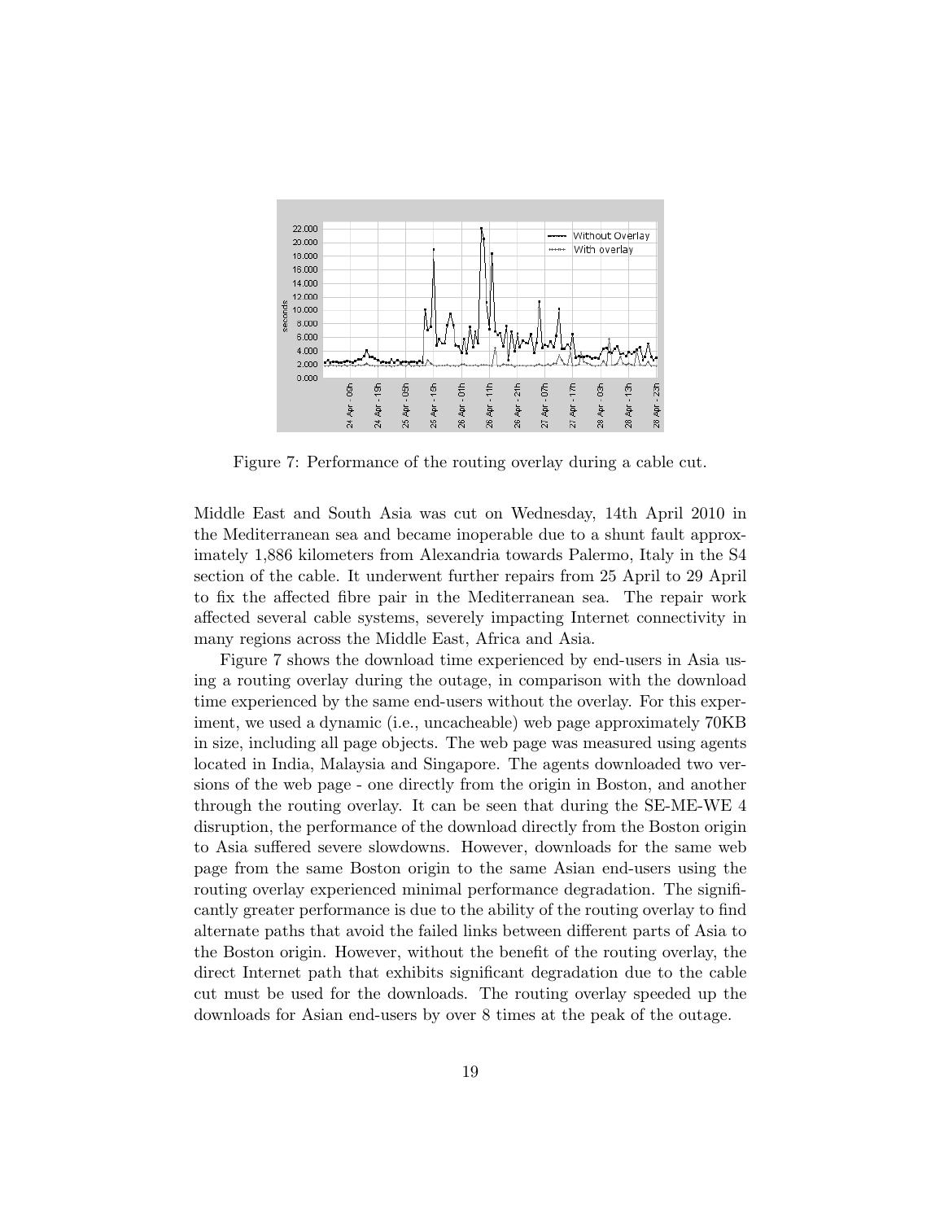Figure 7: Performance of the routing overlay during a cable cut.

Middle East and South Asia was cut on Wednesday, 14th April 2010 in the Mediterranean sea and became inoperable due to a shunt fault approximately 1,886 kilometers from Alexandria towards Palermo, Italy in the S4 section of the cable. It underwent further repairs from 25 April to 29 April to fix the affected fibre pair in the Mediterranean sea. The repair work affected several cable systems, severely impacting Internet connectivity in many regions across the Middle East, Africa and Asia.

Figure 7 shows the download time experienced by end-users in Asia using a routing overlay during the outage, in comparison with the download time experienced by the same end-users without the overlay. For this experiment, we used a dynamic (i.e., uncacheable) web page approximately 70KB in size, including all page objects. The web page was measured using agents located in India, Malaysia and Singapore. The agents downloaded two versions of the web page - one directly from the origin in Boston, and another through the routing overlay. It can be seen that during the SE-ME-WE 4 disruption, the performance of the download directly from the Boston origin to Asia suffered severe slowdowns. However, downloads for the same web page from the same Boston origin to the same Asian end-users using the routing overlay experienced minimal performance degradation. The significantly greater performance is due to the ability of the routing overlay to find alternate paths that avoid the failed links between different parts of Asia to the Boston origin. However, without the benefit of the routing overlay, the direct Internet path that exhibits significant degradation due to the cable cut must be used for the downloads. The routing overlay speeded up the downloads for Asian end-users by over 8 times at the peak of the outage.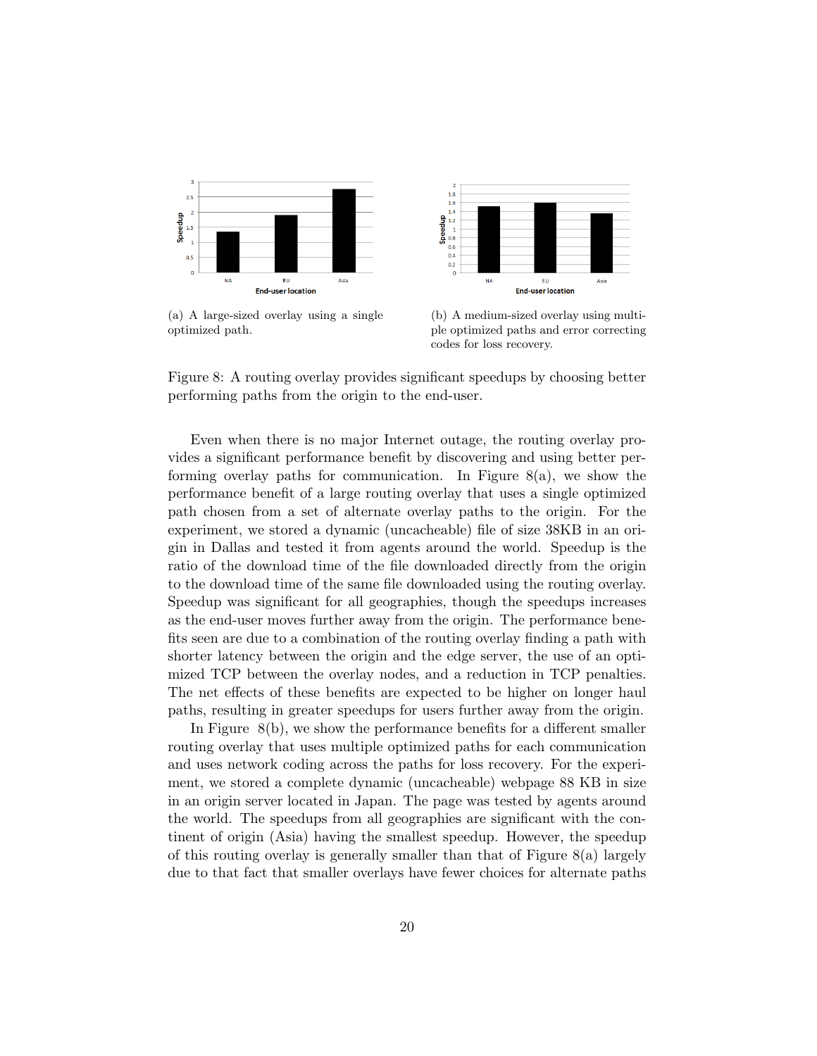(a) A large-sized overlay using a single optimized path.

(b) A medium-sized overlay using multiple optimized paths and error correcting codes for loss recovery.

Figure 8: A routing overlay provides significant speedups by choosing better performing paths from the origin to the end-user.

Even when there is no major Internet outage, the routing overlay provides a significant performance benefit by discovering and using better performing overlay paths for communication. In Figure 8(a), we show the performance benefit of a large routing overlay that uses a single optimized path chosen from a set of alternate overlay paths to the origin. For the experiment, we stored a dynamic (uncacheable) file of size 38KB in an origin in Dallas and tested it from agents around the world. Speedup is the ratio of the download time of the file downloaded directly from the origin to the download time of the same file downloaded using the routing overlay. Speedup was significant for all geographies, though the speedups increases as the end-user moves further away from the origin. The performance benefits seen are due to a combination of the routing overlay finding a path with shorter latency between the origin and the edge server, the use of an optimized TCP between the overlay nodes, and a reduction in TCP penalties. The net effects of these benefits are expected to be higher on longer haul paths, resulting in greater speedups for users further away from the origin.

In Figure 8(b), we show the performance benefits for a different smaller routing overlay that uses multiple optimized paths for each communication and uses network coding across the paths for loss recovery. For the experiment, we stored a complete dynamic (uncacheable) webpage 88 KB in size in an origin server located in Japan. The page was tested by agents around the world. The speedups from all geographies are significant with the continent of origin (Asia) having the smallest speedup. However, the speedup of this routing overlay is generally smaller than that of Figure 8(a) largely due to that fact that smaller overlays have fewer choices for alternate paths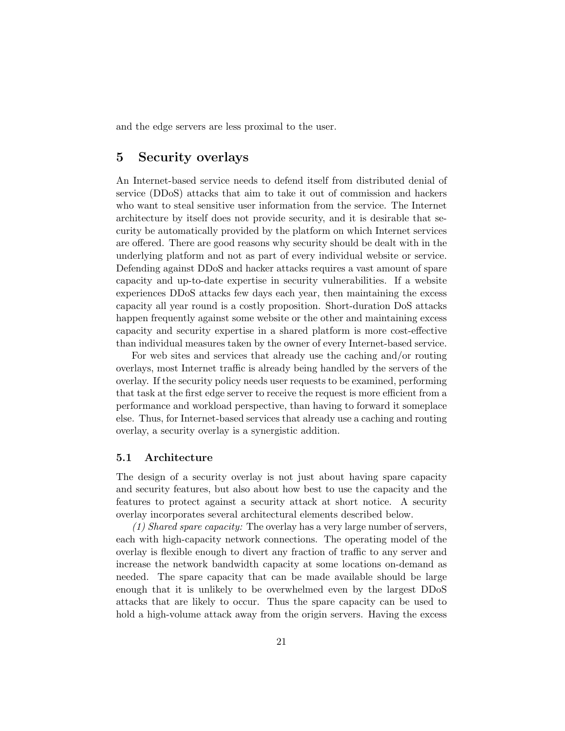and the edge servers are less proximal to the user.

# 5 Security overlays

An Internet-based service needs to defend itself from distributed denial of service (DDoS) attacks that aim to take it out of commission and hackers who want to steal sensitive user information from the service. The Internet architecture by itself does not provide security, and it is desirable that security be automatically provided by the platform on which Internet services are offered. There are good reasons why security should be dealt with in the underlying platform and not as part of every individual website or service. Defending against DDoS and hacker attacks requires a vast amount of spare capacity and up-to-date expertise in security vulnerabilities. If a website experiences DDoS attacks few days each year, then maintaining the excess capacity all year round is a costly proposition. Short-duration DoS attacks happen frequently against some website or the other and maintaining excess capacity and security expertise in a shared platform is more cost-effective than individual measures taken by the owner of every Internet-based service.

For web sites and services that already use the caching and/or routing overlays, most Internet traffic is already being handled by the servers of the overlay. If the security policy needs user requests to be examined, performing that task at the first edge server to receive the request is more efficient from a performance and workload perspective, than having to forward it someplace else. Thus, for Internet-based services that already use a caching and routing overlay, a security overlay is a synergistic addition.

## 5.1 Architecture

The design of a security overlay is not just about having spare capacity and security features, but also about how best to use the capacity and the features to protect against a security attack at short notice. A security overlay incorporates several architectural elements described below.

*(1) Shared spare capacity:* The overlay has a very large number of servers, each with high-capacity network connections. The operating model of the overlay is flexible enough to divert any fraction of traffic to any server and increase the network bandwidth capacity at some locations on-demand as needed. The spare capacity that can be made available should be large enough that it is unlikely to be overwhelmed even by the largest DDoS attacks that are likely to occur. Thus the spare capacity can be used to hold a high-volume attack away from the origin servers. Having the excess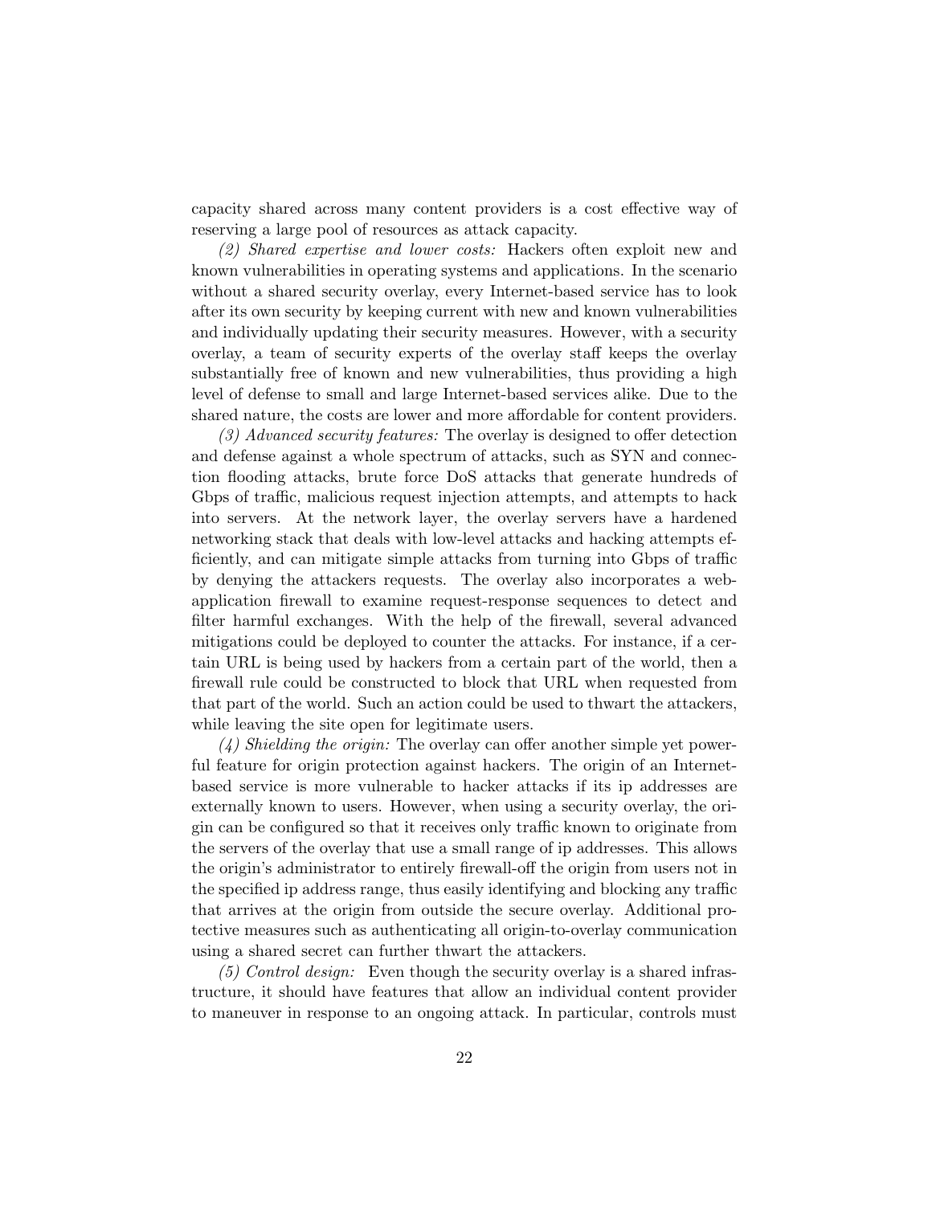capacity shared across many content providers is a cost effective way of reserving a large pool of resources as attack capacity.

*(2) Shared expertise and lower costs:* Hackers often exploit new and known vulnerabilities in operating systems and applications. In the scenario without a shared security overlay, every Internet-based service has to look after its own security by keeping current with new and known vulnerabilities and individually updating their security measures. However, with a security overlay, a team of security experts of the overlay staff keeps the overlay substantially free of known and new vulnerabilities, thus providing a high level of defense to small and large Internet-based services alike. Due to the shared nature, the costs are lower and more affordable for content providers.

*(3) Advanced security features:* The overlay is designed to offer detection and defense against a whole spectrum of attacks, such as SYN and connection flooding attacks, brute force DoS attacks that generate hundreds of Gbps of traffic, malicious request injection attempts, and attempts to hack into servers. At the network layer, the overlay servers have a hardened networking stack that deals with low-level attacks and hacking attempts efficiently, and can mitigate simple attacks from turning into Gbps of traffic by denying the attackers requests. The overlay also incorporates a web-application firewall to examine request-response sequences to detect and filter harmful exchanges. With the help of the firewall, several advanced mitigations could be deployed to counter the attacks. For instance, if a certain URL is being used by hackers from a certain part of the world, then a firewall rule could be constructed to block that URL when requested from that part of the world. Such an action could be used to thwart the attackers, while leaving the site open for legitimate users.

*(4) Shielding the origin:* The overlay can offer another simple yet powerful feature for origin protection against hackers. The origin of an Internet-based service is more vulnerable to hacker attacks if its ip addresses are externally known to users. However, when using a security overlay, the origin can be configured so that it receives only traffic known to originate from the servers of the overlay that use a small range of ip addresses. This allows the origin's administrator to entirely firewall-off the origin from users not in the specified ip address range, thus easily identifying and blocking any traffic that arrives at the origin from outside the secure overlay. Additional protective measures such as authenticating all origin-to-overlay communication using a shared secret can further thwart the attackers.

*(5) Control design:* Even though the security overlay is a shared infrastructure, it should have features that allow an individual content provider to maneuver in response to an ongoing attack. In particular, controls must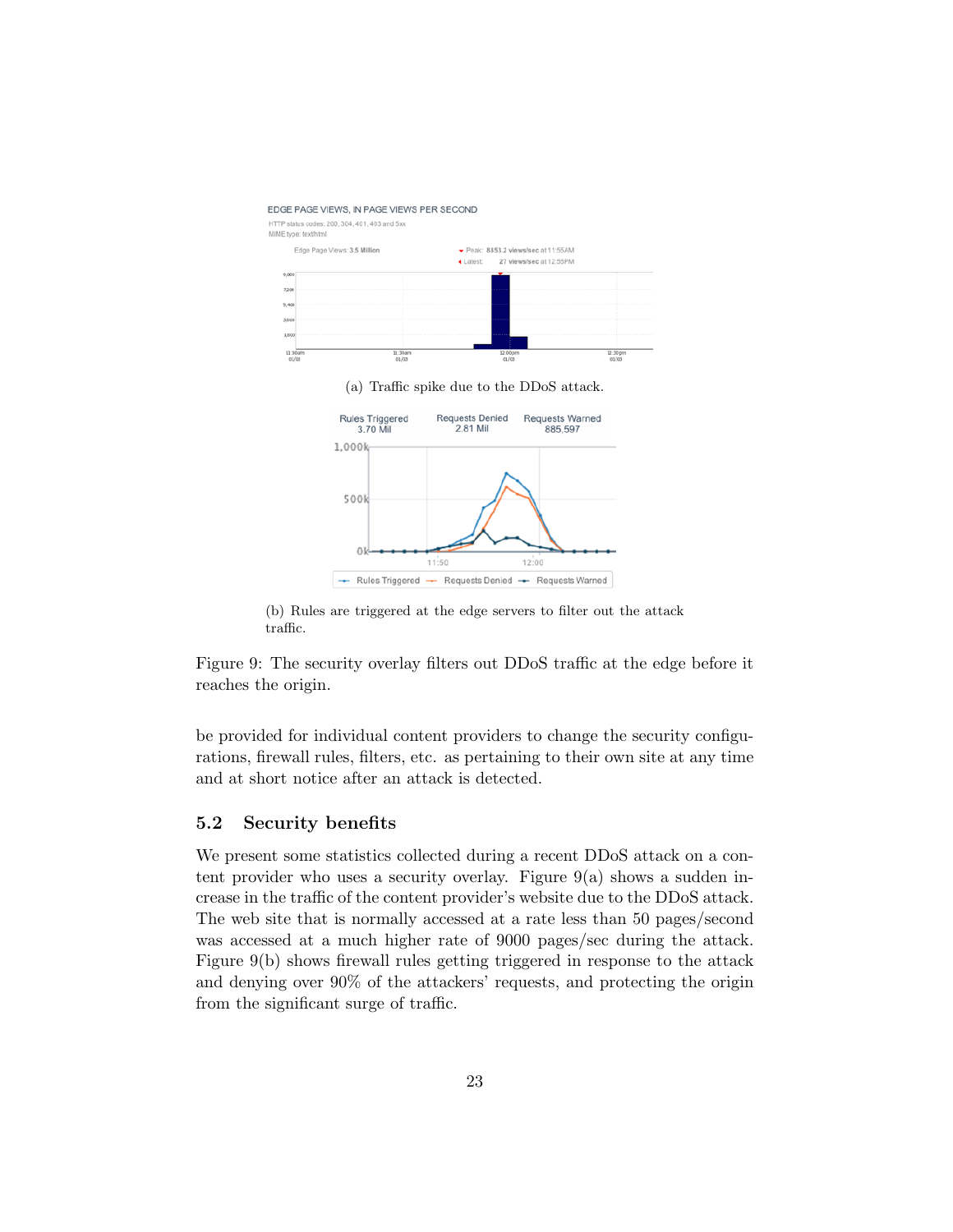(a) Traffic spike due to the DDoS attack.

(b) Rules are triggered at the edge servers to filter out the attack traffic.

Figure 9: The security overlay filters out DDoS traffic at the edge before it reaches the origin.

be provided for individual content providers to change the security configurations, firewall rules, filters, etc. as pertaining to their own site at any time and at short notice after an attack is detected.

### 5.2 Security benefits

We present some statistics collected during a recent DDoS attack on a content provider who uses a security overlay. Figure 9(a) shows a sudden increase in the traffic of the content provider's website due to the DDoS attack. The web site that is normally accessed at a rate less than 50 pages/second was accessed at a much higher rate of 9000 pages/sec during the attack. Figure 9(b) shows firewall rules getting triggered in response to the attack and denying over 90% of the attackers' requests, and protecting the origin from the significant surge of traffic.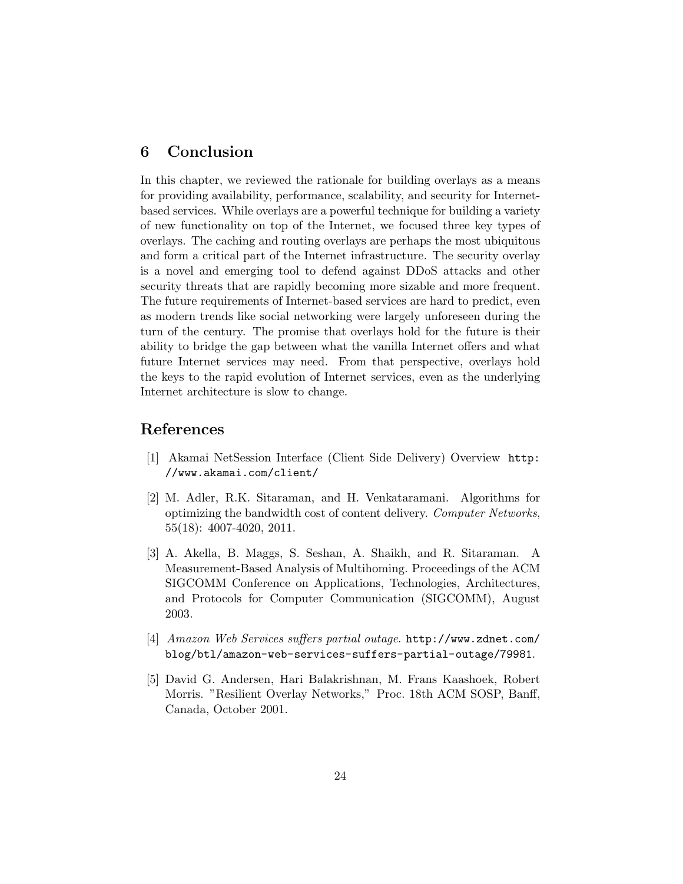## 6 Conclusion

In this chapter, we reviewed the rationale for building overlays as a means for providing availability, performance, scalability, and security for Internet-based services. While overlays are a powerful technique for building a variety of new functionality on top of the Internet, we focused three key types of overlays. The caching and routing overlays are perhaps the most ubiquitous and form a critical part of the Internet infrastructure. The security overlay is a novel and emerging tool to defend against DDoS attacks and other security threats that are rapidly becoming more sizable and more frequent. The future requirements of Internet-based services are hard to predict, even as modern trends like social networking were largely unforeseen during the turn of the century. The promise that overlays hold for the future is their ability to bridge the gap between what the vanilla Internet offers and what future Internet services may need. From that perspective, overlays hold the keys to the rapid evolution of Internet services, even as the underlying Internet architecture is slow to change.

## References

[1] Akamai NetSession Interface (Client Side Delivery) Overview `http://www.akamai.com/client/`

[2] M. Adler, R.K. Sitaraman, and H. Venkataramani. Algorithms for optimizing the bandwidth cost of content delivery. *Computer Networks*, 55(18): 4007-4020, 2011.

[3] A. Akella, B. Maggs, S. Seshan, A. Shaikh, and R. Sitaraman. A Measurement-Based Analysis of Multihoming. Proceedings of the ACM SIGCOMM Conference on Applications, Technologies, Architectures, and Protocols for Computer Communication (SIGCOMM), August 2003.

[4] *Amazon Web Services suffers partial outage*. `http://www.zdnet.com/blog/btl/amazon-web-services-suffers-partial-outage/79981`.

[5] David G. Andersen, Hari Balakrishnan, M. Frans Kaashoek, Robert Morris. "Resilient Overlay Networks," Proc. 18th ACM SOSP, Banff, Canada, October 2001.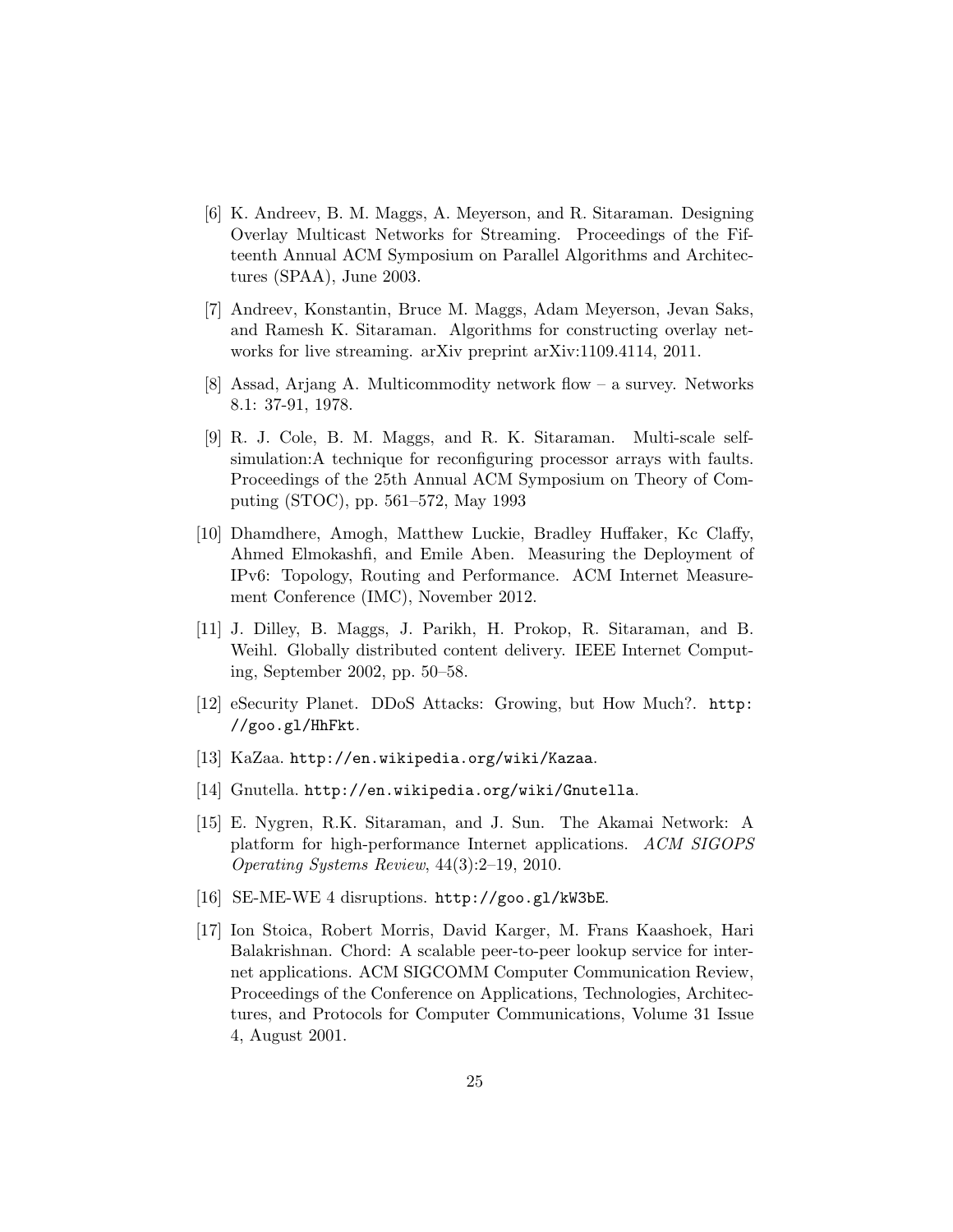[6] K. Andreev, B. M. Maggs, A. Meyerson, and R. Sitaraman. Designing Overlay Multicast Networks for Streaming. Proceedings of the Fifteenth Annual ACM Symposium on Parallel Algorithms and Architectures (SPAA), June 2003.

[7] Andreev, Konstantin, Bruce M. Maggs, Adam Meyerson, Jevan Saks, and Ramesh K. Sitaraman. Algorithms for constructing overlay networks for live streaming. arXiv preprint arXiv:1109.4114, 2011.

[8] Assad, Arjang A. Multicommodity network flow – a survey. Networks 8.1: 37-91, 1978.

[9] R. J. Cole, B. M. Maggs, and R. K. Sitaraman. Multi-scale self-simulation:A technique for reconfiguring processor arrays with faults. Proceedings of the 25th Annual ACM Symposium on Theory of Computing (STOC), pp. 561–572, May 1993

[10] Dhamdhere, Amogh, Matthew Luckie, Bradley Huffaker, Kc Claffy, Ahmed Elmokashfi, and Emile Aben. Measuring the Deployment of IPv6: Topology, Routing and Performance. ACM Internet Measurement Conference (IMC), November 2012.

[11] J. Dilley, B. Maggs, J. Parikh, H. Prokop, R. Sitaraman, and B. Weihl. Globally distributed content delivery. IEEE Internet Computing, September 2002, pp. 50–58.

[12] eSecurity Planet. DDoS Attacks: Growing, but How Much?. `http://goo.gl/HhFkt`.

[13] KaZaa. `http://en.wikipedia.org/wiki/Kazaa`.

[14] Gnutella. `http://en.wikipedia.org/wiki/Gnutella`.

[15] E. Nygren, R.K. Sitaraman, and J. Sun. The Akamai Network: A platform for high-performance Internet applications. *ACM SIGOPS Operating Systems Review*, 44(3):2–19, 2010.

[16] SE-ME-WE 4 disruptions. `http://goo.gl/kW3bE`.

[17] Ion Stoica, Robert Morris, David Karger, M. Frans Kaashoek, Hari Balakrishnan. Chord: A scalable peer-to-peer lookup service for internet applications. ACM SIGCOMM Computer Communication Review, Proceedings of the Conference on Applications, Technologies, Architectures, and Protocols for Computer Communications, Volume 31 Issue 4, August 2001.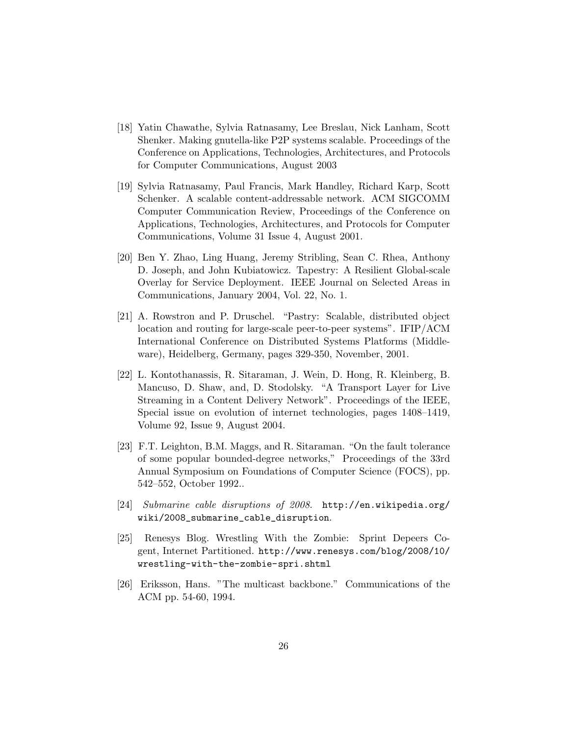[18] Yatin Chawathe, Sylvia Ratnasamy, Lee Breslau, Nick Lanham, Scott Shenker. Making gnutella-like P2P systems scalable. Proceedings of the Conference on Applications, Technologies, Architectures, and Protocols for Computer Communications, August 2003

[19] Sylvia Ratnasamy, Paul Francis, Mark Handley, Richard Karp, Scott Schenker. A scalable content-addressable network. ACM SIGCOMM Computer Communication Review, Proceedings of the Conference on Applications, Technologies, Architectures, and Protocols for Computer Communications, Volume 31 Issue 4, August 2001.

[20] Ben Y. Zhao, Ling Huang, Jeremy Stribling, Sean C. Rhea, Anthony D. Joseph, and John Kubiatowicz. Tapestry: A Resilient Global-scale Overlay for Service Deployment. IEEE Journal on Selected Areas in Communications, January 2004, Vol. 22, No. 1.

[21] A. Rowstron and P. Druschel. "Pastry: Scalable, distributed object location and routing for large-scale peer-to-peer systems". IFIP/ACM International Conference on Distributed Systems Platforms (Middleware), Heidelberg, Germany, pages 329-350, November, 2001.

[22] L. Kontothanassis, R. Sitaraman, J. Wein, D. Hong, R. Kleinberg, B. Mancuso, D. Shaw, and, D. Stodolsky. "A Transport Layer for Live Streaming in a Content Delivery Network". Proceedings of the IEEE, Special issue on evolution of internet technologies, pages 1408–1419, Volume 92, Issue 9, August 2004.

[23] F.T. Leighton, B.M. Maggs, and R. Sitaraman. "On the fault tolerance of some popular bounded-degree networks," Proceedings of the 33rd Annual Symposium on Foundations of Computer Science (FOCS), pp. 542–552, October 1992..

[24] *Submarine cable disruptions of 2008.* http://en.wikipedia.org/wiki/2008_submarine_cable_disruption.

[25] Renesys Blog. Wrestling With the Zombie: Sprint Depeers Cogent, Internet Partitioned. http://www.renesys.com/blog/2008/10/wrestling-with-the-zombie-spri.shtml

[26] Eriksson, Hans. "The multicast backbone." Communications of the ACM pp. 54-60, 1994.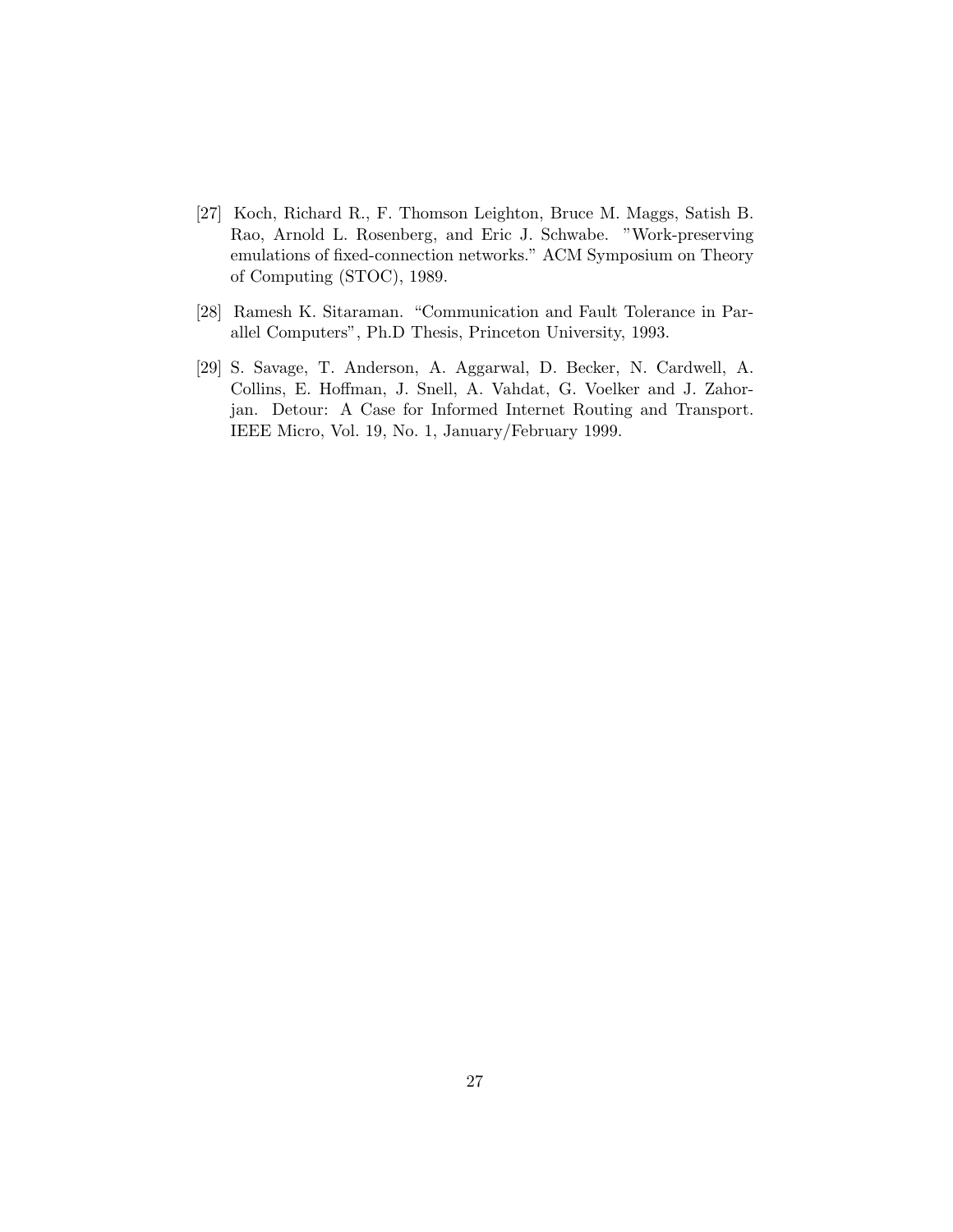[27] Koch, Richard R., F. Thomson Leighton, Bruce M. Maggs, Satish B. Rao, Arnold L. Rosenberg, and Eric J. Schwabe. "Work-preserving emulations of fixed-connection networks." ACM Symposium on Theory of Computing (STOC), 1989.

[28] Ramesh K. Sitaraman. "Communication and Fault Tolerance in Parallel Computers", Ph.D Thesis, Princeton University, 1993.

[29] S. Savage, T. Anderson, A. Aggarwal, D. Becker, N. Cardwell, A. Collins, E. Hoffman, J. Snell, A. Vahdat, G. Voelker and J. Zahorjan. Detour: A Case for Informed Internet Routing and Transport. IEEE Micro, Vol. 19, No. 1, January/February 1999.